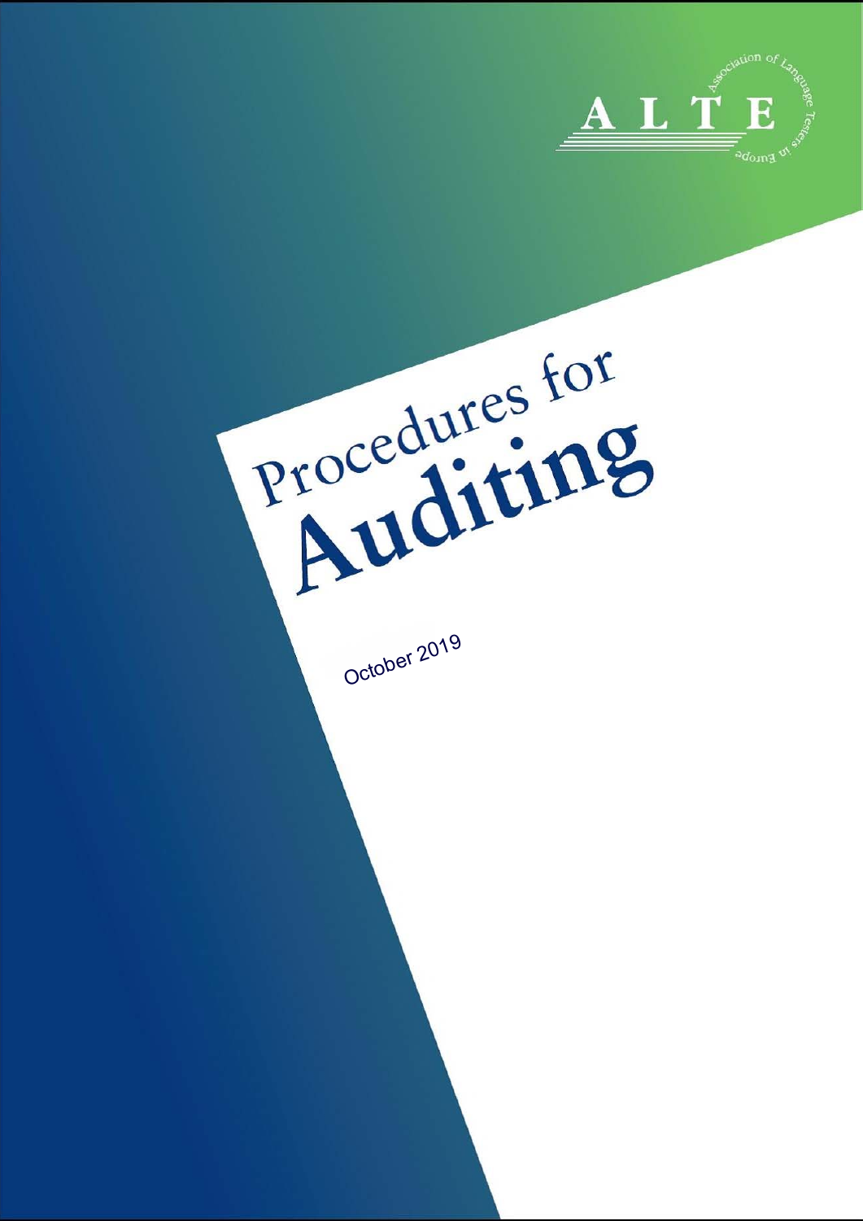ALTE

Association of Language Testers in Europe

# Procedures for Auditing

October 2019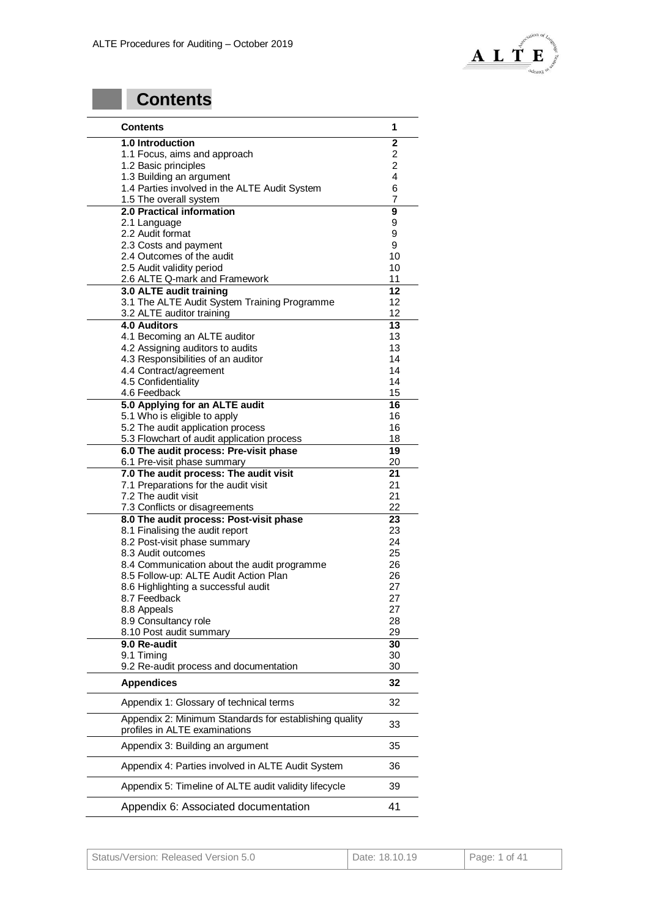# Contents

| Contents | 1 |
|---|---|
| **1.0 Introduction** | **2** |
| 1.1 Focus, aims and approach | 2 |
| 1.2 Basic principles | 2 |
| 1.3 Building an argument | 4 |
| 1.4 Parties involved in the ALTE Audit System | 6 |
| 1.5 The overall system | 7 |
| **2.0 Practical information** | **9** |
| 2.1 Language | 9 |
| 2.2 Audit format | 9 |
| 2.3 Costs and payment | 9 |
| 2.4 Outcomes of the audit | 10 |
| 2.5 Audit validity period | 10 |
| 2.6 ALTE Q-mark and Framework | 11 |
| **3.0 ALTE audit training** | **12** |
| 3.1 The ALTE Audit System Training Programme | 12 |
| 3.2 ALTE auditor training | 12 |
| **4.0 Auditors** | **13** |
| 4.1 Becoming an ALTE auditor | 13 |
| 4.2 Assigning auditors to audits | 13 |
| 4.3 Responsibilities of an auditor | 14 |
| 4.4 Contract/agreement | 14 |
| 4.5 Confidentiality | 14 |
| 4.6 Feedback | 15 |
| **5.0 Applying for an ALTE audit** | **16** |
| 5.1 Who is eligible to apply | 16 |
| 5.2 The audit application process | 16 |
| 5.3 Flowchart of audit application process | 18 |
| **6.0 The audit process: Pre-visit phase** | **19** |
| 6.1 Pre-visit phase summary | 20 |
| **7.0 The audit process: The audit visit** | **21** |
| 7.1 Preparations for the audit visit | 21 |
| 7.2 The audit visit | 21 |
| 7.3 Conflicts or disagreements | 22 |
| **8.0 The audit process: Post-visit phase** | **23** |
| 8.1 Finalising the audit report | 23 |
| 8.2 Post-visit phase summary | 24 |
| 8.3 Audit outcomes | 25 |
| 8.4 Communication about the audit programme | 26 |
| 8.5 Follow-up: ALTE Audit Action Plan | 26 |
| 8.6 Highlighting a successful audit | 27 |
| 8.7 Feedback | 27 |
| 8.8 Appeals | 27 |
| 8.9 Consultancy role | 28 |
| 8.10 Post audit summary | 29 |
| **9.0 Re-audit** | **30** |
| 9.1 Timing | 30 |
| 9.2 Re-audit process and documentation | 30 |
| **Appendices** | **32** |
| Appendix 1: Glossary of technical terms | 32 |
| Appendix 2: Minimum Standards for establishing quality profiles in ALTE examinations | 33 |
| Appendix 3: Building an argument | 35 |
| Appendix 4: Parties involved in ALTE Audit System | 36 |
| Appendix 5: Timeline of ALTE audit validity lifecycle | 39 |
| Appendix 6: Associated documentation | 41 |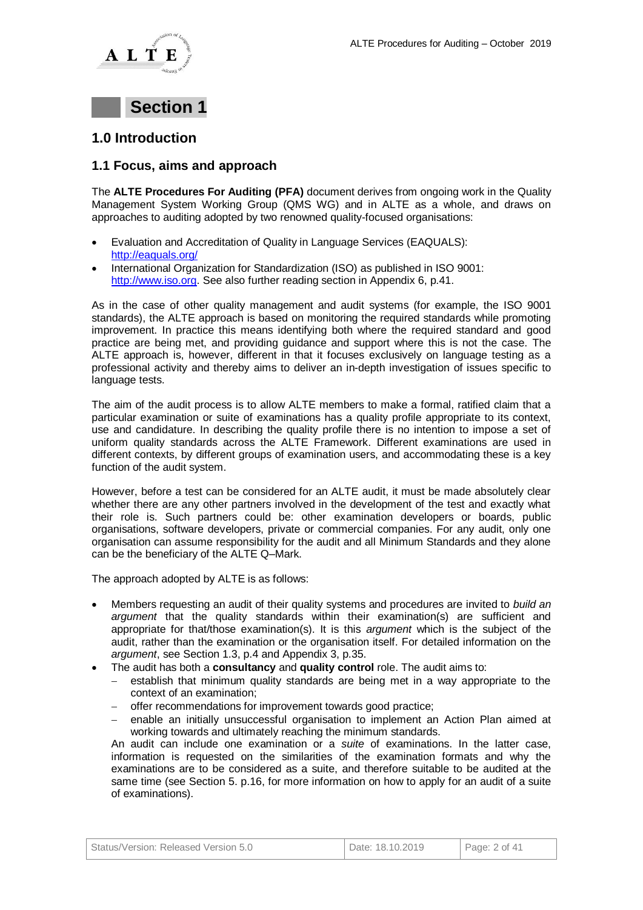# Section 1

## 1.0 Introduction

### 1.1 Focus, aims and approach

The **ALTE Procedures For Auditing (PFA)** document derives from ongoing work in the Quality Management System Working Group (QMS WG) and in ALTE as a whole, and draws on approaches to auditing adopted by two renowned quality-focused organisations:

- Evaluation and Accreditation of Quality in Language Services (EAQUALS): http://eaquals.org/
- International Organization for Standardization (ISO) as published in ISO 9001: http://www.iso.org. See also further reading section in Appendix 6, p.41.

As in the case of other quality management and audit systems (for example, the ISO 9001 standards), the ALTE approach is based on monitoring the required standards while promoting improvement. In practice this means identifying both where the required standard and good practice are being met, and providing guidance and support where this is not the case. The ALTE approach is, however, different in that it focuses exclusively on language testing as a professional activity and thereby aims to deliver an in-depth investigation of issues specific to language tests.

The aim of the audit process is to allow ALTE members to make a formal, ratified claim that a particular examination or suite of examinations has a quality profile appropriate to its context, use and candidature. In describing the quality profile there is no intention to impose a set of uniform quality standards across the ALTE Framework. Different examinations are used in different contexts, by different groups of examination users, and accommodating these is a key function of the audit system.

However, before a test can be considered for an ALTE audit, it must be made absolutely clear whether there are any other partners involved in the development of the test and exactly what their role is. Such partners could be: other examination developers or boards, public organisations, software developers, private or commercial companies. For any audit, only one organisation can assume responsibility for the audit and all Minimum Standards and they alone can be the beneficiary of the ALTE Q–Mark.

The approach adopted by ALTE is as follows:

- Members requesting an audit of their quality systems and procedures are invited to *build an argument* that the quality standards within their examination(s) are sufficient and appropriate for that/those examination(s). It is this *argument* which is the subject of the audit, rather than the examination or the organisation itself. For detailed information on the *argument*, see Section 1.3, p.4 and Appendix 3, p.35.
- The audit has both a **consultancy** and **quality control** role. The audit aims to:
  - establish that minimum quality standards are being met in a way appropriate to the context of an examination;
  - offer recommendations for improvement towards good practice;
  - enable an initially unsuccessful organisation to implement an Action Plan aimed at working towards and ultimately reaching the minimum standards.

  An audit can include one examination or a *suite* of examinations. In the latter case, information is requested on the similarities of the examination formats and why the examinations are to be considered as a suite, and therefore suitable to be audited at the same time (see Section 5. p.16, for more information on how to apply for an audit of a suite of examinations).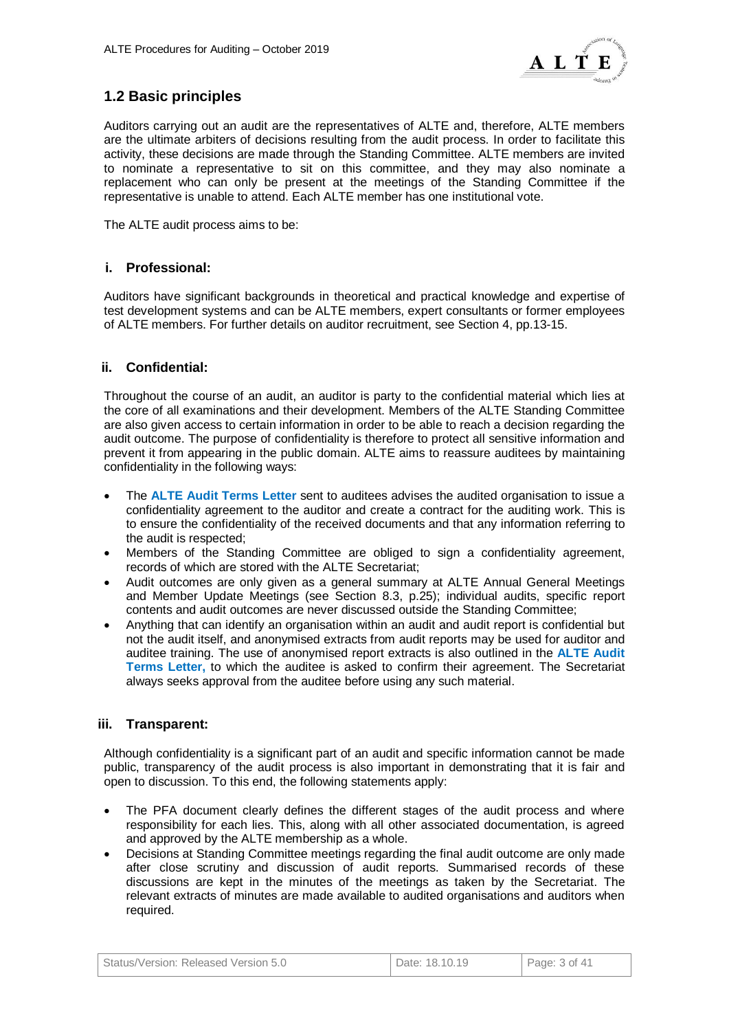## 1.2 Basic principles

Auditors carrying out an audit are the representatives of ALTE and, therefore, ALTE members are the ultimate arbiters of decisions resulting from the audit process. In order to facilitate this activity, these decisions are made through the Standing Committee. ALTE members are invited to nominate a representative to sit on this committee, and they may also nominate a replacement who can only be present at the meetings of the Standing Committee if the representative is unable to attend. Each ALTE member has one institutional vote.

The ALTE audit process aims to be:

### i. Professional:

Auditors have significant backgrounds in theoretical and practical knowledge and expertise of test development systems and can be ALTE members, expert consultants or former employees of ALTE members. For further details on auditor recruitment, see Section 4, pp.13-15.

### ii. Confidential:

Throughout the course of an audit, an auditor is party to the confidential material which lies at the core of all examinations and their development. Members of the ALTE Standing Committee are also given access to certain information in order to be able to reach a decision regarding the audit outcome. The purpose of confidentiality is therefore to protect all sensitive information and prevent it from appearing in the public domain. ALTE aims to reassure auditees by maintaining confidentiality in the following ways:

- The **ALTE Audit Terms Letter** sent to auditees advises the audited organisation to issue a confidentiality agreement to the auditor and create a contract for the auditing work. This is to ensure the confidentiality of the received documents and that any information referring to the audit is respected;
- Members of the Standing Committee are obliged to sign a confidentiality agreement, records of which are stored with the ALTE Secretariat;
- Audit outcomes are only given as a general summary at ALTE Annual General Meetings and Member Update Meetings (see Section 8.3, p.25); individual audits, specific report contents and audit outcomes are never discussed outside the Standing Committee;
- Anything that can identify an organisation within an audit and audit report is confidential but not the audit itself, and anonymised extracts from audit reports may be used for auditor and auditee training. The use of anonymised report extracts is also outlined in the **ALTE Audit Terms Letter,** to which the auditee is asked to confirm their agreement. The Secretariat always seeks approval from the auditee before using any such material.

### iii. Transparent:

Although confidentiality is a significant part of an audit and specific information cannot be made public, transparency of the audit process is also important in demonstrating that it is fair and open to discussion. To this end, the following statements apply:

- The PFA document clearly defines the different stages of the audit process and where responsibility for each lies. This, along with all other associated documentation, is agreed and approved by the ALTE membership as a whole.
- Decisions at Standing Committee meetings regarding the final audit outcome are only made after close scrutiny and discussion of audit reports. Summarised records of these discussions are kept in the minutes of the meetings as taken by the Secretariat. The relevant extracts of minutes are made available to audited organisations and auditors when required.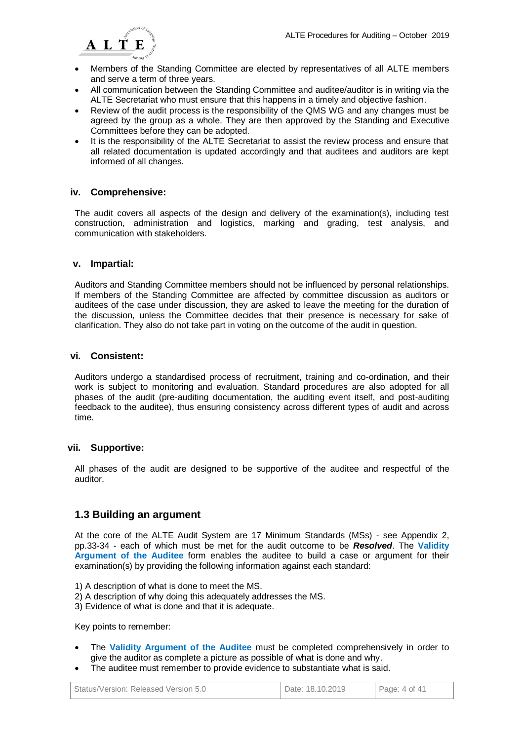- Members of the Standing Committee are elected by representatives of all ALTE members and serve a term of three years.
- All communication between the Standing Committee and auditee/auditor is in writing via the ALTE Secretariat who must ensure that this happens in a timely and objective fashion.
- Review of the audit process is the responsibility of the QMS WG and any changes must be agreed by the group as a whole. They are then approved by the Standing and Executive Committees before they can be adopted.
- It is the responsibility of the ALTE Secretariat to assist the review process and ensure that all related documentation is updated accordingly and that auditees and auditors are kept informed of all changes.

### iv. Comprehensive:

The audit covers all aspects of the design and delivery of the examination(s), including test construction, administration and logistics, marking and grading, test analysis, and communication with stakeholders.

### v. Impartial:

Auditors and Standing Committee members should not be influenced by personal relationships. If members of the Standing Committee are affected by committee discussion as auditors or auditees of the case under discussion, they are asked to leave the meeting for the duration of the discussion, unless the Committee decides that their presence is necessary for sake of clarification. They also do not take part in voting on the outcome of the audit in question.

### vi. Consistent:

Auditors undergo a standardised process of recruitment, training and co-ordination, and their work is subject to monitoring and evaluation. Standard procedures are also adopted for all phases of the audit (pre-auditing documentation, the auditing event itself, and post-auditing feedback to the auditee), thus ensuring consistency across different types of audit and across time.

### vii. Supportive:

All phases of the audit are designed to be supportive of the auditee and respectful of the auditor.

## 1.3 Building an argument

At the core of the ALTE Audit System are 17 Minimum Standards (MSs) - see Appendix 2, pp.33-34 - each of which must be met for the audit outcome to be ***Resolved***. The **Validity Argument of the Auditee** form enables the auditee to build a case or argument for their examination(s) by providing the following information against each standard:

1) A description of what is done to meet the MS.
2) A description of why doing this adequately addresses the MS.
3) Evidence of what is done and that it is adequate.

Key points to remember:

- The **Validity Argument of the Auditee** must be completed comprehensively in order to give the auditor as complete a picture as possible of what is done and why.
- The auditee must remember to provide evidence to substantiate what is said.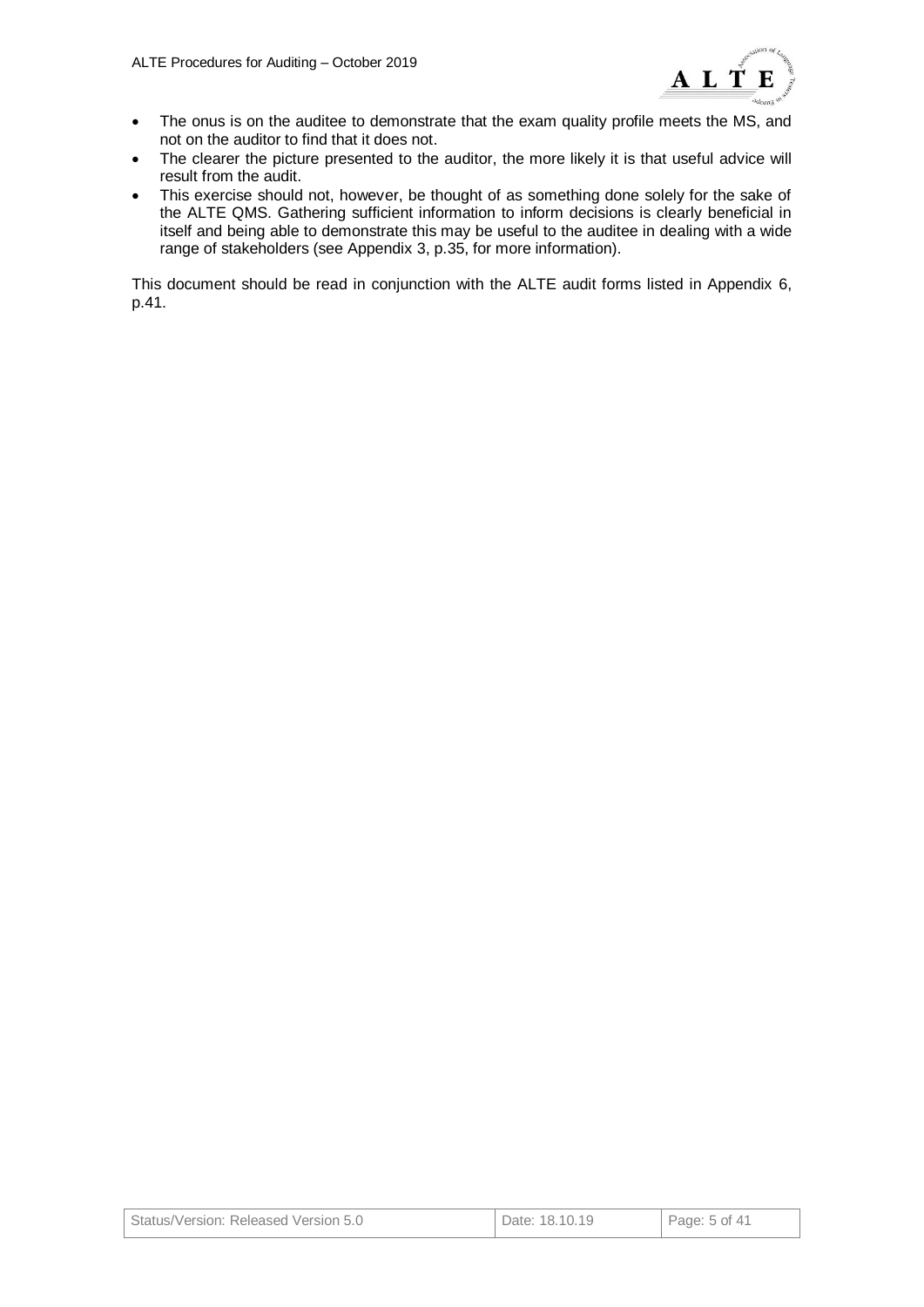- The onus is on the auditee to demonstrate that the exam quality profile meets the MS, and not on the auditor to find that it does not.
- The clearer the picture presented to the auditor, the more likely it is that useful advice will result from the audit.
- This exercise should not, however, be thought of as something done solely for the sake of the ALTE QMS. Gathering sufficient information to inform decisions is clearly beneficial in itself and being able to demonstrate this may be useful to the auditee in dealing with a wide range of stakeholders (see Appendix 3, p.35, for more information).

This document should be read in conjunction with the ALTE audit forms listed in Appendix 6, p.41.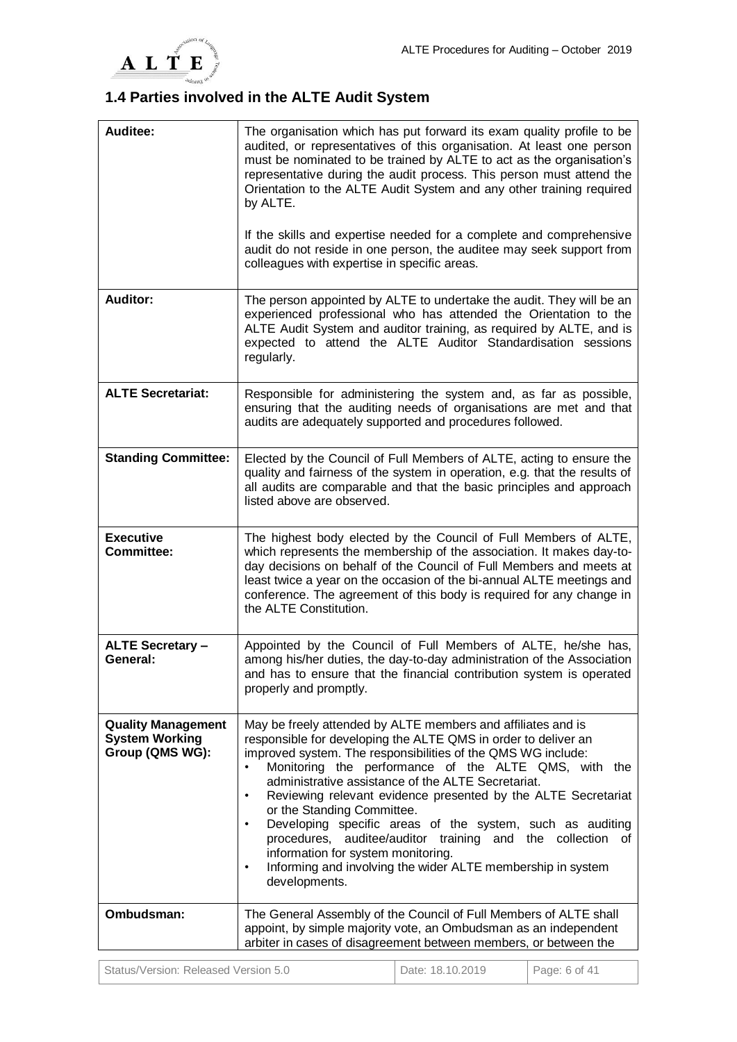## 1.4 Parties involved in the ALTE Audit System

| | |
|---|---|
| **Auditee:** | The organisation which has put forward its exam quality profile to be audited, or representatives of this organisation. At least one person must be nominated to be trained by ALTE to act as the organisation's representative during the audit process. This person must attend the Orientation to the ALTE Audit System and any other training required by ALTE.<br><br>If the skills and expertise needed for a complete and comprehensive audit do not reside in one person, the auditee may seek support from colleagues with expertise in specific areas. |
| **Auditor:** | The person appointed by ALTE to undertake the audit. They will be an experienced professional who has attended the Orientation to the ALTE Audit System and auditor training, as required by ALTE, and is expected to attend the ALTE Auditor Standardisation sessions regularly. |
| **ALTE Secretariat:** | Responsible for administering the system and, as far as possible, ensuring that the auditing needs of organisations are met and that audits are adequately supported and procedures followed. |
| **Standing Committee:** | Elected by the Council of Full Members of ALTE, acting to ensure the quality and fairness of the system in operation, e.g. that the results of all audits are comparable and that the basic principles and approach listed above are observed. |
| **Executive Committee:** | The highest body elected by the Council of Full Members of ALTE, which represents the membership of the association. It makes day-to-day decisions on behalf of the Council of Full Members and meets at least twice a year on the occasion of the bi-annual ALTE meetings and conference. The agreement of this body is required for any change in the ALTE Constitution. |
| **ALTE Secretary – General:** | Appointed by the Council of Full Members of ALTE, he/she has, among his/her duties, the day-to-day administration of the Association and has to ensure that the financial contribution system is operated properly and promptly. |
| **Quality Management System Working Group (QMS WG):** | May be freely attended by ALTE members and affiliates and is responsible for developing the ALTE QMS in order to deliver an improved system. The responsibilities of the QMS WG include:<br>• Monitoring the performance of the ALTE QMS, with the administrative assistance of the ALTE Secretariat.<br>• Reviewing relevant evidence presented by the ALTE Secretariat or the Standing Committee.<br>• Developing specific areas of the system, such as auditing procedures, auditee/auditor training and the collection of information for system monitoring.<br>• Informing and involving the wider ALTE membership in system developments. |
| **Ombudsman:** | The General Assembly of the Council of Full Members of ALTE shall appoint, by simple majority vote, an Ombudsman as an independent arbiter in cases of disagreement between members, or between the |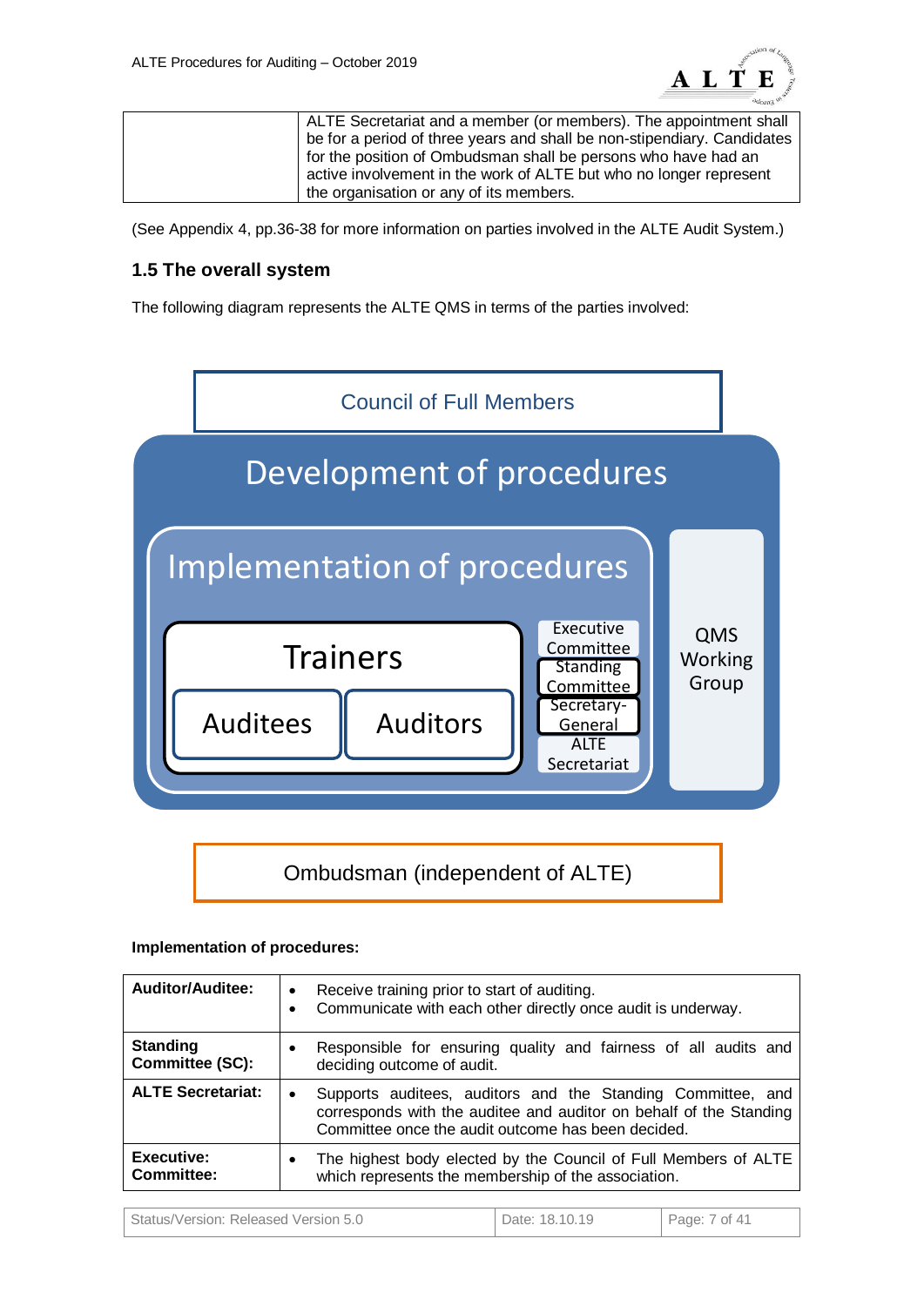| | |
|---|---|
| | ALTE Secretariat and a member (or members). The appointment shall be for a period of three years and shall be non-stipendiary. Candidates for the position of Ombudsman shall be persons who have had an active involvement in the work of ALTE but who no longer represent the organisation or any of its members. |

(See Appendix 4, pp.36-38 for more information on parties involved in the ALTE Audit System.)

### 1.5 The overall system

The following diagram represents the ALTE QMS in terms of the parties involved:

Council of Full Members

Development of procedures

Implementation of procedures

Trainers

Auditees

Auditors

Executive Committee

Standing Committee

Secretary-General

ALTE Secretariat

QMS Working Group

Ombudsman (independent of ALTE)

**Implementation of procedures:**

| | |
|---|---|
| **Auditor/Auditee:** | • Receive training prior to start of auditing.<br>• Communicate with each other directly once audit is underway. |
| **Standing Committee (SC):** | • Responsible for ensuring quality and fairness of all audits and deciding outcome of audit. |
| **ALTE Secretariat:** | • Supports auditees, auditors and the Standing Committee, and corresponds with the auditee and auditor on behalf of the Standing Committee once the audit outcome has been decided. |
| **Executive Committee:** | • The highest body elected by the Council of Full Members of ALTE which represents the membership of the association. |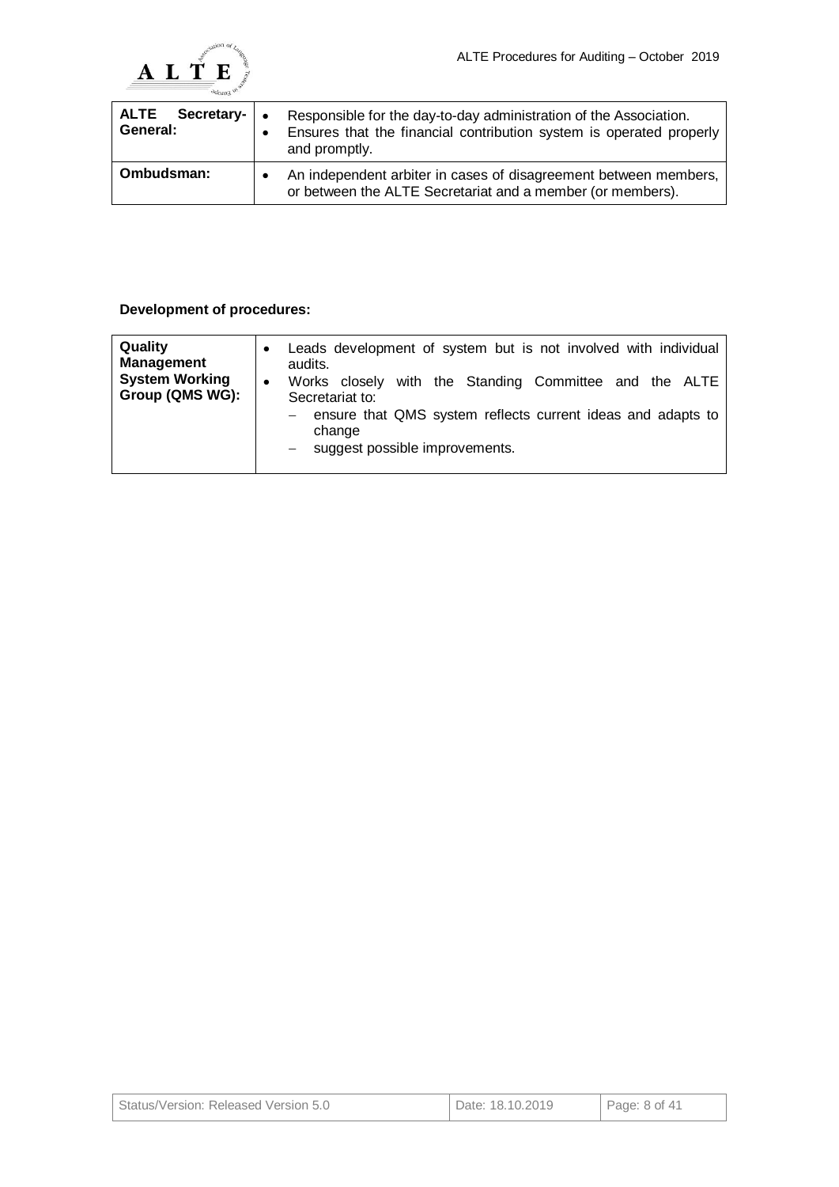| | |
|---|---|
| **ALTE Secretary-General:** | • Responsible for the day-to-day administration of the Association.<br>• Ensures that the financial contribution system is operated properly and promptly. |
| **Ombudsman:** | • An independent arbiter in cases of disagreement between members, or between the ALTE Secretariat and a member (or members). |

**Development of procedures:**

| | |
|---|---|
| **Quality Management System Working Group (QMS WG):** | • Leads development of system but is not involved with individual audits.<br>• Works closely with the Standing Committee and the ALTE Secretariat to:<br>– ensure that QMS system reflects current ideas and adapts to change<br>– suggest possible improvements. |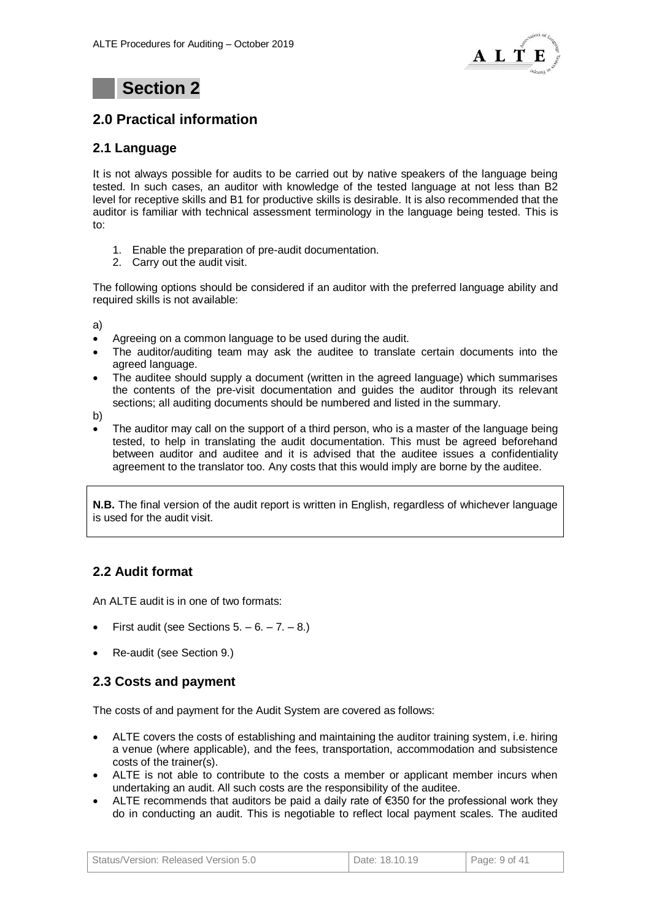# Section 2

## 2.0 Practical information

### 2.1 Language

It is not always possible for audits to be carried out by native speakers of the language being tested. In such cases, an auditor with knowledge of the tested language at not less than B2 level for receptive skills and B1 for productive skills is desirable. It is also recommended that the auditor is familiar with technical assessment terminology in the language being tested. This is to:

1. Enable the preparation of pre-audit documentation.
2. Carry out the audit visit.

The following options should be considered if an auditor with the preferred language ability and required skills is not available:

a)

- Agreeing on a common language to be used during the audit.
- The auditor/auditing team may ask the auditee to translate certain documents into the agreed language.
- The auditee should supply a document (written in the agreed language) which summarises the contents of the pre-visit documentation and guides the auditor through its relevant sections; all auditing documents should be numbered and listed in the summary.

b)

- The auditor may call on the support of a third person, who is a master of the language being tested, to help in translating the audit documentation. This must be agreed beforehand between auditor and auditee and it is advised that the auditee issues a confidentiality agreement to the translator too. Any costs that this would imply are borne by the auditee.

**N.B.** The final version of the audit report is written in English, regardless of whichever language is used for the audit visit.

### 2.2 Audit format

An ALTE audit is in one of two formats:

- First audit (see Sections 5. – 6. – 7. – 8.)
- Re-audit (see Section 9.)

### 2.3 Costs and payment

The costs of and payment for the Audit System are covered as follows:

- ALTE covers the costs of establishing and maintaining the auditor training system, i.e. hiring a venue (where applicable), and the fees, transportation, accommodation and subsistence costs of the trainer(s).
- ALTE is not able to contribute to the costs a member or applicant member incurs when undertaking an audit. All such costs are the responsibility of the auditee.
- ALTE recommends that auditors be paid a daily rate of €350 for the professional work they do in conducting an audit. This is negotiable to reflect local payment scales. The audited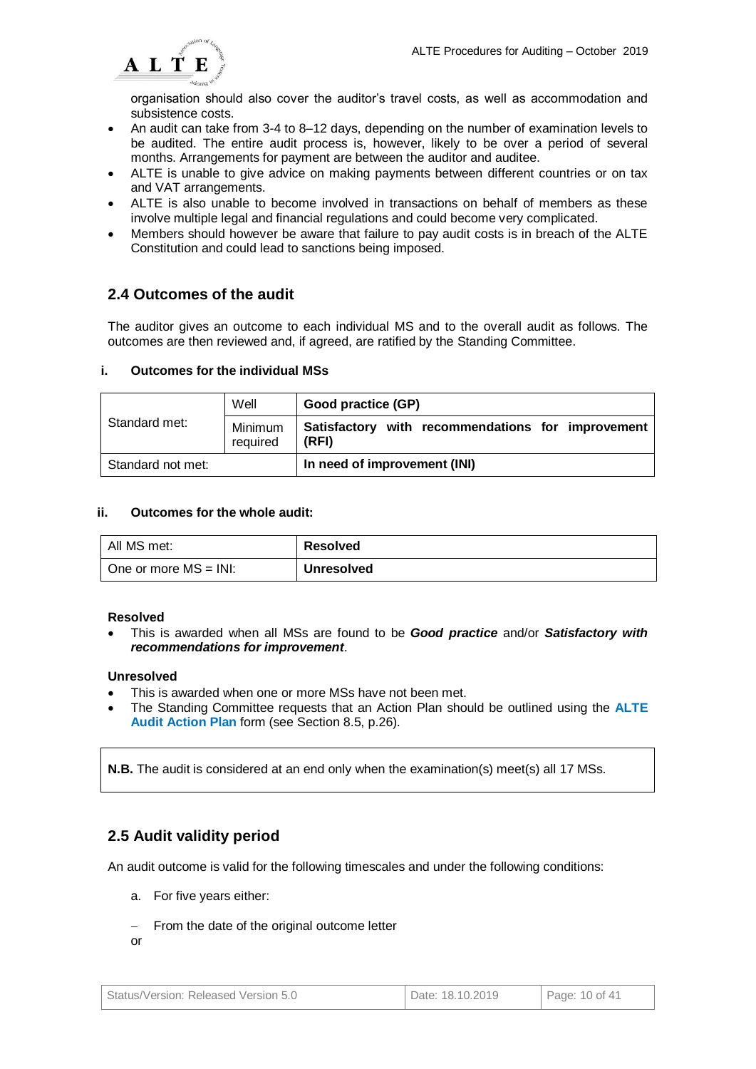organisation should also cover the auditor's travel costs, as well as accommodation and subsistence costs.

- An audit can take from 3-4 to 8–12 days, depending on the number of examination levels to be audited. The entire audit process is, however, likely to be over a period of several months. Arrangements for payment are between the auditor and auditee.
- ALTE is unable to give advice on making payments between different countries or on tax and VAT arrangements.
- ALTE is also unable to become involved in transactions on behalf of members as these involve multiple legal and financial regulations and could become very complicated.
- Members should however be aware that failure to pay audit costs is in breach of the ALTE Constitution and could lead to sanctions being imposed.

## 2.4 Outcomes of the audit

The auditor gives an outcome to each individual MS and to the overall audit as follows. The outcomes are then reviewed and, if agreed, are ratified by the Standing Committee.

### i. Outcomes for the individual MSs

| | | |
|---|---|---|
| Standard met: | Well | **Good practice (GP)** |
| | Minimum required | **Satisfactory with recommendations for improvement (RFI)** |
| Standard not met: | | **In need of improvement (INI)** |

### ii. Outcomes for the whole audit:

| | |
|---|---|
| All MS met: | **Resolved** |
| One or more MS = INI: | **Unresolved** |

**Resolved**

- This is awarded when all MSs are found to be ***Good practice*** and/or ***Satisfactory with recommendations for improvement***.

**Unresolved**

- This is awarded when one or more MSs have not been met.
- The Standing Committee requests that an Action Plan should be outlined using the **ALTE Audit Action Plan** form (see Section 8.5, p.26).

**N.B.** The audit is considered at an end only when the examination(s) meet(s) all 17 MSs.

## 2.5 Audit validity period

An audit outcome is valid for the following timescales and under the following conditions:

a. For five years either:

– From the date of the original outcome letter

or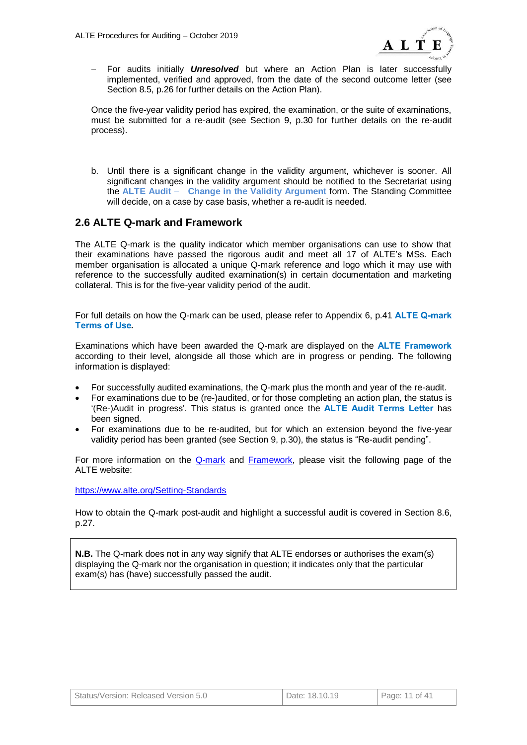- For audits initially ***Unresolved*** but where an Action Plan is later successfully implemented, verified and approved, from the date of the second outcome letter (see Section 8.5, p.26 for further details on the Action Plan).

Once the five-year validity period has expired, the examination, or the suite of examinations, must be submitted for a re-audit (see Section 9, p.30 for further details on the re-audit process).

b. Until there is a significant change in the validity argument, whichever is sooner. All significant changes in the validity argument should be notified to the Secretariat using the **ALTE Audit – Change in the Validity Argument** form. The Standing Committee will decide, on a case by case basis, whether a re-audit is needed.

## 2.6 ALTE Q-mark and Framework

The ALTE Q-mark is the quality indicator which member organisations can use to show that their examinations have passed the rigorous audit and meet all 17 of ALTE's MSs. Each member organisation is allocated a unique Q-mark reference and logo which it may use with reference to the successfully audited examination(s) in certain documentation and marketing collateral. This is for the five-year validity period of the audit.

For full details on how the Q-mark can be used, please refer to Appendix 6, p.41 **ALTE Q-mark Terms of Use***.*

Examinations which have been awarded the Q-mark are displayed on the **ALTE Framework** according to their level, alongside all those which are in progress or pending. The following information is displayed:

- For successfully audited examinations, the Q-mark plus the month and year of the re-audit.
- For examinations due to be (re-)audited, or for those completing an action plan, the status is '(Re-)Audit in progress'. This status is granted once the **ALTE Audit Terms Letter** has been signed.
- For examinations due to be re-audited, but for which an extension beyond the five-year validity period has been granted (see Section 9, p.30), the status is "Re-audit pending".

For more information on the Q-mark and Framework, please visit the following page of the ALTE website:

https://www.alte.org/Setting-Standards

How to obtain the Q-mark post-audit and highlight a successful audit is covered in Section 8.6, p.27.

**N.B.** The Q-mark does not in any way signify that ALTE endorses or authorises the exam(s) displaying the Q-mark nor the organisation in question; it indicates only that the particular exam(s) has (have) successfully passed the audit.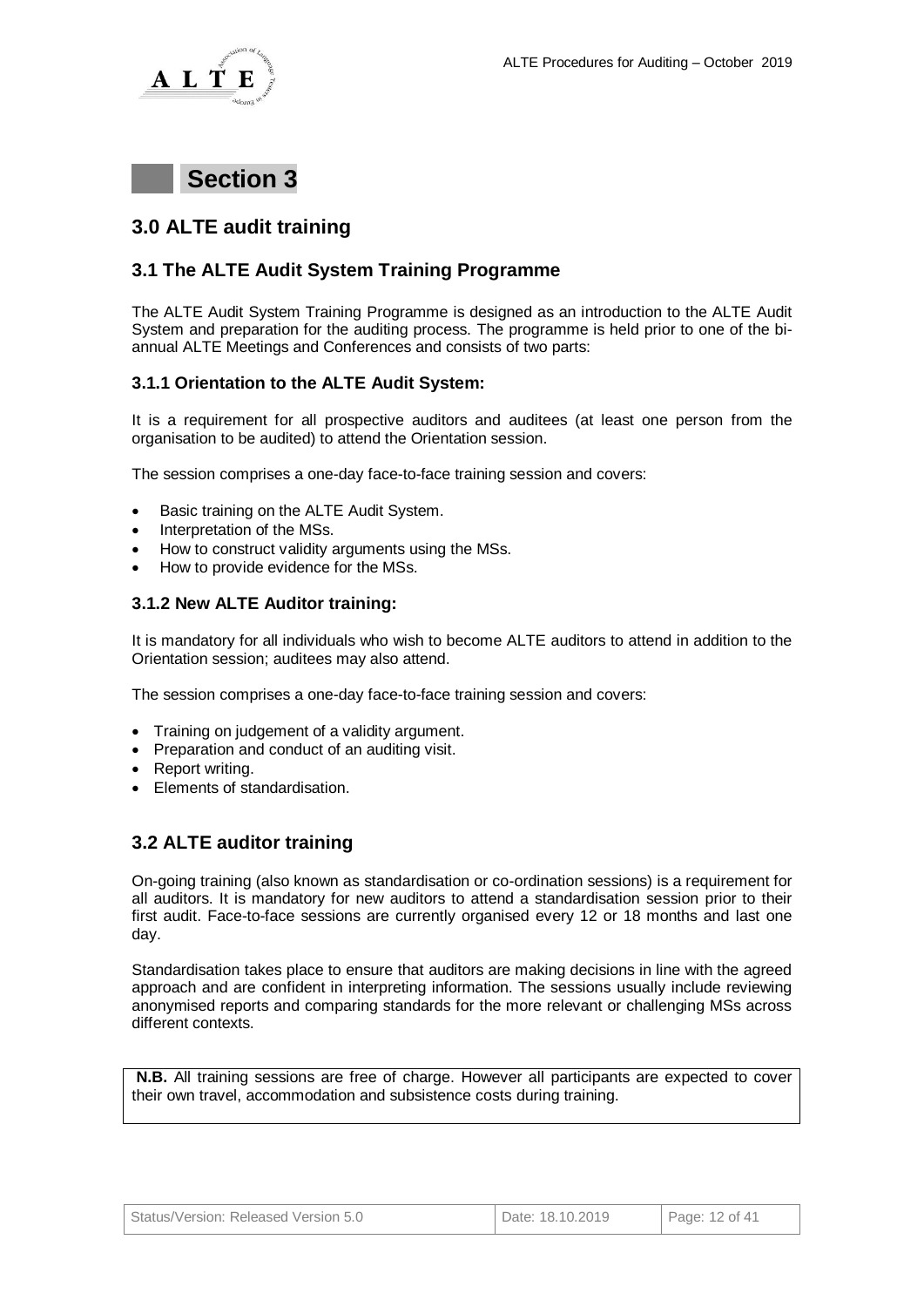# Section 3

## 3.0 ALTE audit training

## 3.1 The ALTE Audit System Training Programme

The ALTE Audit System Training Programme is designed as an introduction to the ALTE Audit System and preparation for the auditing process. The programme is held prior to one of the bi-annual ALTE Meetings and Conferences and consists of two parts:

### 3.1.1 Orientation to the ALTE Audit System:

It is a requirement for all prospective auditors and auditees (at least one person from the organisation to be audited) to attend the Orientation session.

The session comprises a one-day face-to-face training session and covers:

- Basic training on the ALTE Audit System.
- Interpretation of the MSs.
- How to construct validity arguments using the MSs.
- How to provide evidence for the MSs.

### 3.1.2 New ALTE Auditor training:

It is mandatory for all individuals who wish to become ALTE auditors to attend in addition to the Orientation session; auditees may also attend.

The session comprises a one-day face-to-face training session and covers:

- Training on judgement of a validity argument.
- Preparation and conduct of an auditing visit.
- Report writing.
- Elements of standardisation.

## 3.2 ALTE auditor training

On-going training (also known as standardisation or co-ordination sessions) is a requirement for all auditors. It is mandatory for new auditors to attend a standardisation session prior to their first audit. Face-to-face sessions are currently organised every 12 or 18 months and last one day.

Standardisation takes place to ensure that auditors are making decisions in line with the agreed approach and are confident in interpreting information. The sessions usually include reviewing anonymised reports and comparing standards for the more relevant or challenging MSs across different contexts.

**N.B.** All training sessions are free of charge. However all participants are expected to cover their own travel, accommodation and subsistence costs during training.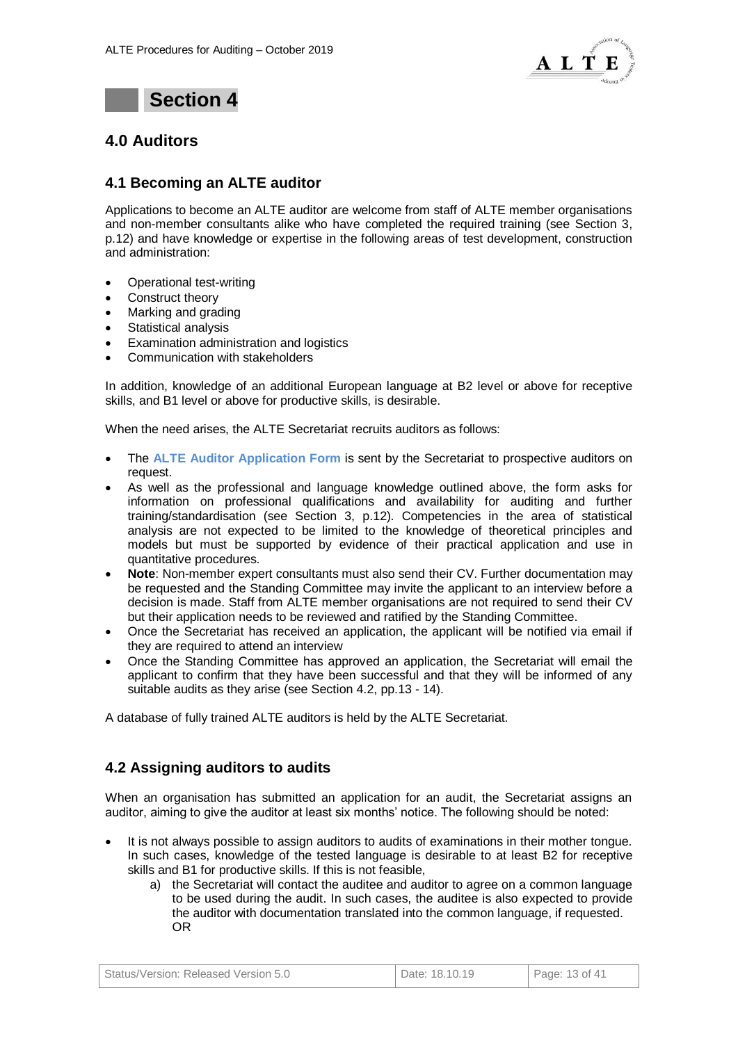# Section 4

## 4.0 Auditors

### 4.1 Becoming an ALTE auditor

Applications to become an ALTE auditor are welcome from staff of ALTE member organisations and non-member consultants alike who have completed the required training (see Section 3, p.12) and have knowledge or expertise in the following areas of test development, construction and administration:

- Operational test-writing
- Construct theory
- Marking and grading
- Statistical analysis
- Examination administration and logistics
- Communication with stakeholders

In addition, knowledge of an additional European language at B2 level or above for receptive skills, and B1 level or above for productive skills, is desirable.

When the need arises, the ALTE Secretariat recruits auditors as follows:

- The **ALTE Auditor Application Form** is sent by the Secretariat to prospective auditors on request.
- As well as the professional and language knowledge outlined above, the form asks for information on professional qualifications and availability for auditing and further training/standardisation (see Section 3, p.12). Competencies in the area of statistical analysis are not expected to be limited to the knowledge of theoretical principles and models but must be supported by evidence of their practical application and use in quantitative procedures.
- **Note**: Non-member expert consultants must also send their CV. Further documentation may be requested and the Standing Committee may invite the applicant to an interview before a decision is made. Staff from ALTE member organisations are not required to send their CV but their application needs to be reviewed and ratified by the Standing Committee.
- Once the Secretariat has received an application, the applicant will be notified via email if they are required to attend an interview
- Once the Standing Committee has approved an application, the Secretariat will email the applicant to confirm that they have been successful and that they will be informed of any suitable audits as they arise (see Section 4.2, pp.13 - 14).

A database of fully trained ALTE auditors is held by the ALTE Secretariat.

### 4.2 Assigning auditors to audits

When an organisation has submitted an application for an audit, the Secretariat assigns an auditor, aiming to give the auditor at least six months' notice. The following should be noted:

- It is not always possible to assign auditors to audits of examinations in their mother tongue. In such cases, knowledge of the tested language is desirable to at least B2 for receptive skills and B1 for productive skills. If this is not feasible,
  a) the Secretariat will contact the auditee and auditor to agree on a common language to be used during the audit. In such cases, the auditee is also expected to provide the auditor with documentation translated into the common language, if requested.
  OR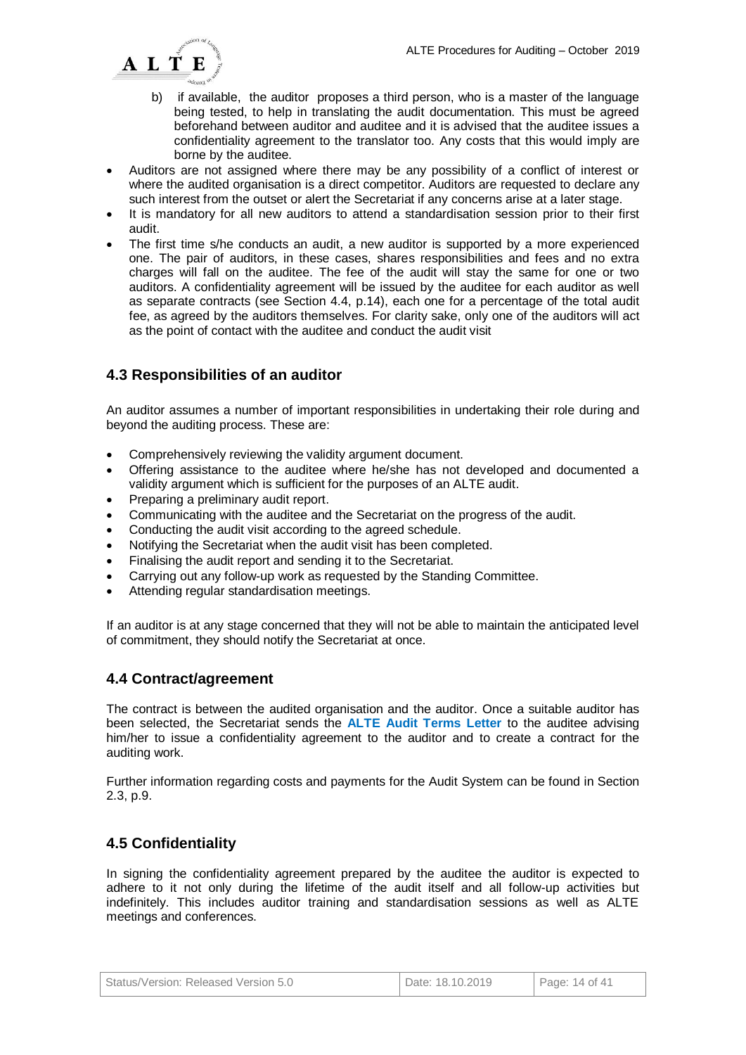b) if available, the auditor proposes a third person, who is a master of the language being tested, to help in translating the audit documentation. This must be agreed beforehand between auditor and auditee and it is advised that the auditee issues a confidentiality agreement to the translator too. Any costs that this would imply are borne by the auditee.

- Auditors are not assigned where there may be any possibility of a conflict of interest or where the audited organisation is a direct competitor. Auditors are requested to declare any such interest from the outset or alert the Secretariat if any concerns arise at a later stage.
- It is mandatory for all new auditors to attend a standardisation session prior to their first audit.
- The first time s/he conducts an audit, a new auditor is supported by a more experienced one. The pair of auditors, in these cases, shares responsibilities and fees and no extra charges will fall on the auditee. The fee of the audit will stay the same for one or two auditors. A confidentiality agreement will be issued by the auditee for each auditor as well as separate contracts (see Section 4.4, p.14), each one for a percentage of the total audit fee, as agreed by the auditors themselves. For clarity sake, only one of the auditors will act as the point of contact with the auditee and conduct the audit visit

## 4.3 Responsibilities of an auditor

An auditor assumes a number of important responsibilities in undertaking their role during and beyond the auditing process. These are:

- Comprehensively reviewing the validity argument document.
- Offering assistance to the auditee where he/she has not developed and documented a validity argument which is sufficient for the purposes of an ALTE audit.
- Preparing a preliminary audit report.
- Communicating with the auditee and the Secretariat on the progress of the audit.
- Conducting the audit visit according to the agreed schedule.
- Notifying the Secretariat when the audit visit has been completed.
- Finalising the audit report and sending it to the Secretariat.
- Carrying out any follow-up work as requested by the Standing Committee.
- Attending regular standardisation meetings.

If an auditor is at any stage concerned that they will not be able to maintain the anticipated level of commitment, they should notify the Secretariat at once.

## 4.4 Contract/agreement

The contract is between the audited organisation and the auditor. Once a suitable auditor has been selected, the Secretariat sends the **ALTE Audit Terms Letter** to the auditee advising him/her to issue a confidentiality agreement to the auditor and to create a contract for the auditing work.

Further information regarding costs and payments for the Audit System can be found in Section 2.3, p.9.

## 4.5 Confidentiality

In signing the confidentiality agreement prepared by the auditee the auditor is expected to adhere to it not only during the lifetime of the audit itself and all follow-up activities but indefinitely. This includes auditor training and standardisation sessions as well as ALTE meetings and conferences.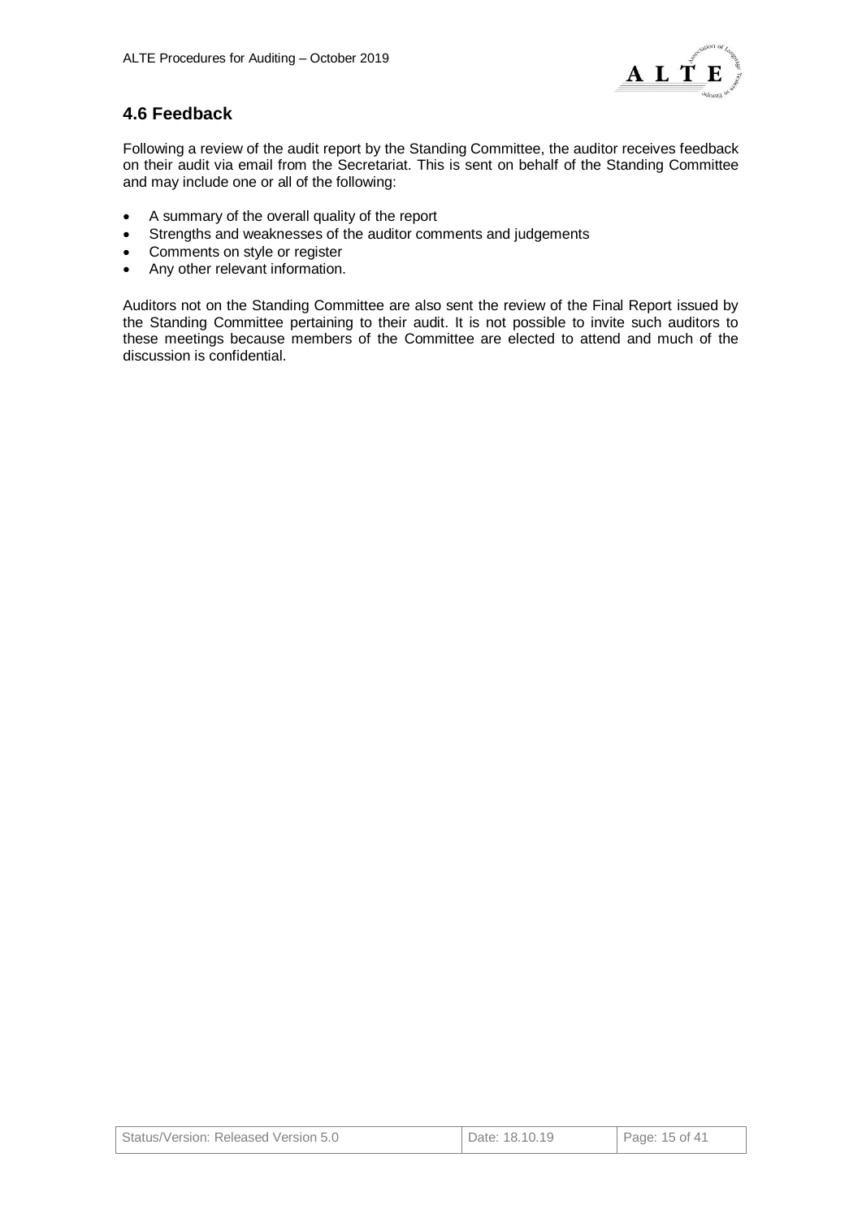## 4.6 Feedback

Following a review of the audit report by the Standing Committee, the auditor receives feedback on their audit via email from the Secretariat. This is sent on behalf of the Standing Committee and may include one or all of the following:

- A summary of the overall quality of the report
- Strengths and weaknesses of the auditor comments and judgements
- Comments on style or register
- Any other relevant information.

Auditors not on the Standing Committee are also sent the review of the Final Report issued by the Standing Committee pertaining to their audit. It is not possible to invite such auditors to these meetings because members of the Committee are elected to attend and much of the discussion is confidential.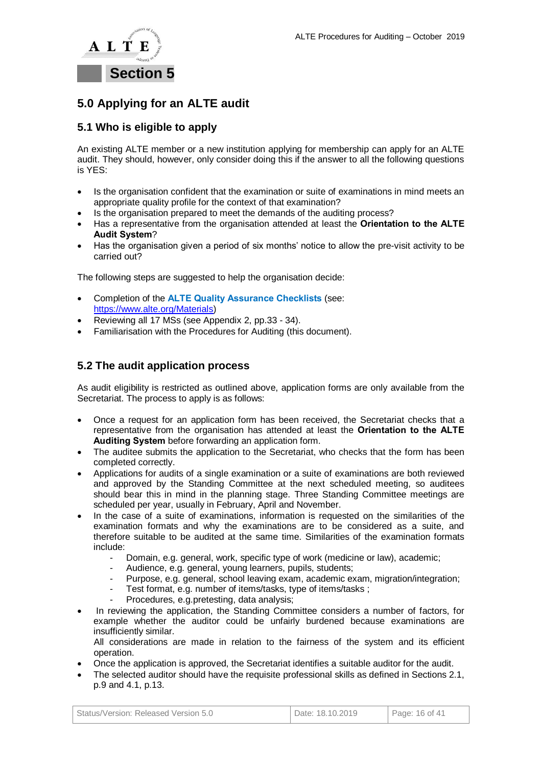# Section 5

## 5.0 Applying for an ALTE audit

### 5.1 Who is eligible to apply

An existing ALTE member or a new institution applying for membership can apply for an ALTE audit. They should, however, only consider doing this if the answer to all the following questions is YES:

- Is the organisation confident that the examination or suite of examinations in mind meets an appropriate quality profile for the context of that examination?
- Is the organisation prepared to meet the demands of the auditing process?
- Has a representative from the organisation attended at least the **Orientation to the ALTE Audit System**?
- Has the organisation given a period of six months' notice to allow the pre-visit activity to be carried out?

The following steps are suggested to help the organisation decide:

- Completion of the **ALTE Quality Assurance Checklists** (see: https://www.alte.org/Materials)
- Reviewing all 17 MSs (see Appendix 2, pp.33 - 34).
- Familiarisation with the Procedures for Auditing (this document).

### 5.2 The audit application process

As audit eligibility is restricted as outlined above, application forms are only available from the Secretariat. The process to apply is as follows:

- Once a request for an application form has been received, the Secretariat checks that a representative from the organisation has attended at least the **Orientation to the ALTE Auditing System** before forwarding an application form.
- The auditee submits the application to the Secretariat, who checks that the form has been completed correctly.
- Applications for audits of a single examination or a suite of examinations are both reviewed and approved by the Standing Committee at the next scheduled meeting, so auditees should bear this in mind in the planning stage. Three Standing Committee meetings are scheduled per year, usually in February, April and November.
- In the case of a suite of examinations, information is requested on the similarities of the examination formats and why the examinations are to be considered as a suite, and therefore suitable to be audited at the same time. Similarities of the examination formats include:
  - Domain, e.g. general, work, specific type of work (medicine or law), academic;
  - Audience, e.g. general, young learners, pupils, students;
  - Purpose, e.g. general, school leaving exam, academic exam, migration/integration;
  - Test format, e.g. number of items/tasks, type of items/tasks ;
  - Procedures, e.g.pretesting, data analysis;
- In reviewing the application, the Standing Committee considers a number of factors, for example whether the auditor could be unfairly burdened because examinations are insufficiently similar.
  All considerations are made in relation to the fairness of the system and its efficient operation.
- Once the application is approved, the Secretariat identifies a suitable auditor for the audit.
- The selected auditor should have the requisite professional skills as defined in Sections 2.1, p.9 and 4.1, p.13.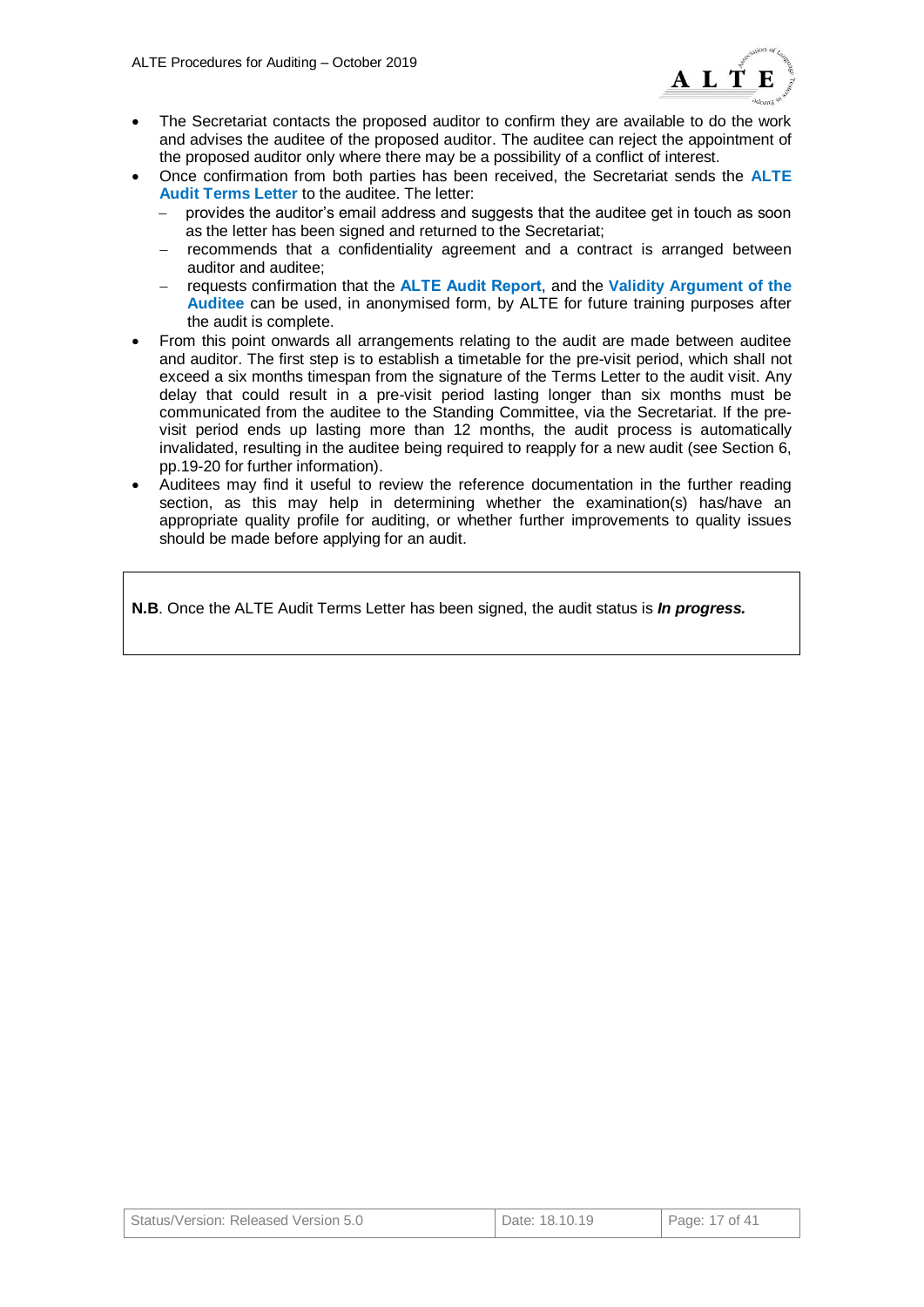- The Secretariat contacts the proposed auditor to confirm they are available to do the work and advises the auditee of the proposed auditor. The auditee can reject the appointment of the proposed auditor only where there may be a possibility of a conflict of interest.
- Once confirmation from both parties has been received, the Secretariat sends the **ALTE Audit Terms Letter** to the auditee. The letter:
  - provides the auditor's email address and suggests that the auditee get in touch as soon as the letter has been signed and returned to the Secretariat;
  - recommends that a confidentiality agreement and a contract is arranged between auditor and auditee;
  - requests confirmation that the **ALTE Audit Report**, and the **Validity Argument of the Auditee** can be used, in anonymised form, by ALTE for future training purposes after the audit is complete.
- From this point onwards all arrangements relating to the audit are made between auditee and auditor. The first step is to establish a timetable for the pre-visit period, which shall not exceed a six months timespan from the signature of the Terms Letter to the audit visit. Any delay that could result in a pre-visit period lasting longer than six months must be communicated from the auditee to the Standing Committee, via the Secretariat. If the pre-visit period ends up lasting more than 12 months, the audit process is automatically invalidated, resulting in the auditee being required to reapply for a new audit (see Section 6, pp.19-20 for further information).
- Auditees may find it useful to review the reference documentation in the further reading section, as this may help in determining whether the examination(s) has/have an appropriate quality profile for auditing, or whether further improvements to quality issues should be made before applying for an audit.

**N.B**. Once the ALTE Audit Terms Letter has been signed, the audit status is ***In progress.***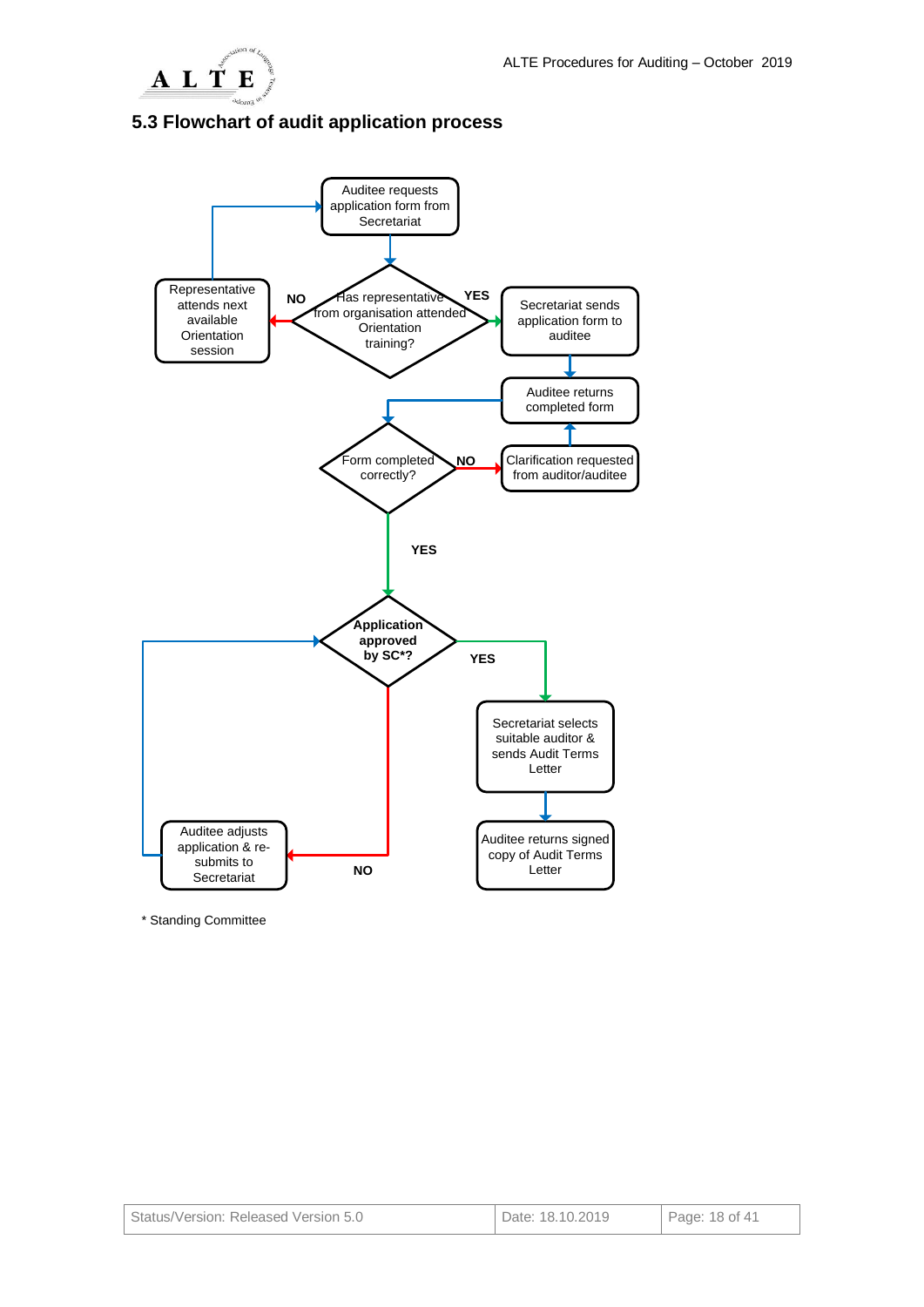## 5.3 Flowchart of audit application process

Auditee requests application form from Secretariat

Has representative from organisation attended Orientation training?

NO

YES

Representative attends next available Orientation session

Secretariat sends application form to auditee

Auditee returns completed form

Form completed correctly?

NO

Clarification requested from auditor/auditee

YES

Application approved by SC*?

YES

Secretariat selects suitable auditor & sends Audit Terms Letter

Auditee returns signed copy of Audit Terms Letter

NO

Auditee adjusts application & re-submits to Secretariat

* Standing Committee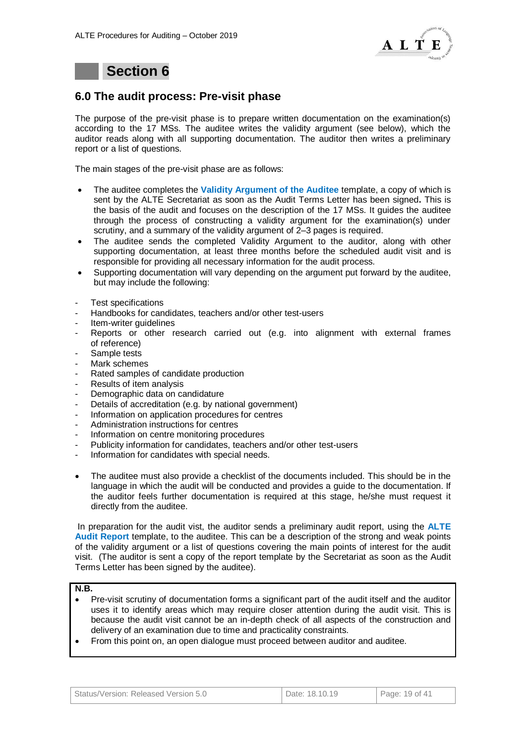# Section 6

## 6.0 The audit process: Pre-visit phase

The purpose of the pre-visit phase is to prepare written documentation on the examination(s) according to the 17 MSs. The auditee writes the validity argument (see below), which the auditor reads along with all supporting documentation. The auditor then writes a preliminary report or a list of questions.

The main stages of the pre-visit phase are as follows:

- The auditee completes the **Validity Argument of the Auditee** template, a copy of which is sent by the ALTE Secretariat as soon as the Audit Terms Letter has been signed**.** This is the basis of the audit and focuses on the description of the 17 MSs. It guides the auditee through the process of constructing a validity argument for the examination(s) under scrutiny, and a summary of the validity argument of 2–3 pages is required.
- The auditee sends the completed Validity Argument to the auditor, along with other supporting documentation, at least three months before the scheduled audit visit and is responsible for providing all necessary information for the audit process.
- Supporting documentation will vary depending on the argument put forward by the auditee, but may include the following:

- Test specifications
- Handbooks for candidates, teachers and/or other test-users
- Item-writer guidelines
- Reports or other research carried out (e.g. into alignment with external frames of reference)
- Sample tests
- Mark schemes
- Rated samples of candidate production
- Results of item analysis
- Demographic data on candidature
- Details of accreditation (e.g. by national government)
- Information on application procedures for centres
- Administration instructions for centres
- Information on centre monitoring procedures
- Publicity information for candidates, teachers and/or other test-users
- Information for candidates with special needs.

- The auditee must also provide a checklist of the documents included. This should be in the language in which the audit will be conducted and provides a guide to the documentation. If the auditor feels further documentation is required at this stage, he/she must request it directly from the auditee.

In preparation for the audit vist, the auditor sends a preliminary audit report, using the **ALTE Audit Report** template, to the auditee. This can be a description of the strong and weak points of the validity argument or a list of questions covering the main points of interest for the audit visit. (The auditor is sent a copy of the report template by the Secretariat as soon as the Audit Terms Letter has been signed by the auditee).

**N.B.**

- Pre-visit scrutiny of documentation forms a significant part of the audit itself and the auditor uses it to identify areas which may require closer attention during the audit visit. This is because the audit visit cannot be an in-depth check of all aspects of the construction and delivery of an examination due to time and practicality constraints.
- From this point on, an open dialogue must proceed between auditor and auditee.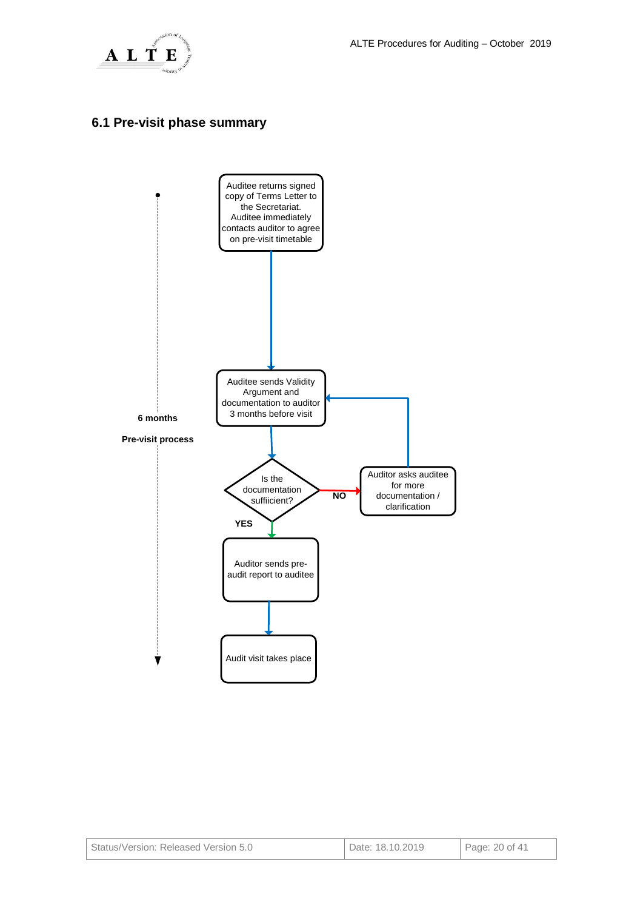## 6.1 Pre-visit phase summary

6 months

Pre-visit process

Auditee returns signed copy of Terms Letter to the Secretariat. Auditee immediately contacts auditor to agree on pre-visit timetable

Auditee sends Validity Argument and documentation to auditor 3 months before visit

Is the documentation suffiicient?

NO

Auditor asks auditee for more documentation / clarification

YES

Auditor sends pre-audit report to auditee

Audit visit takes place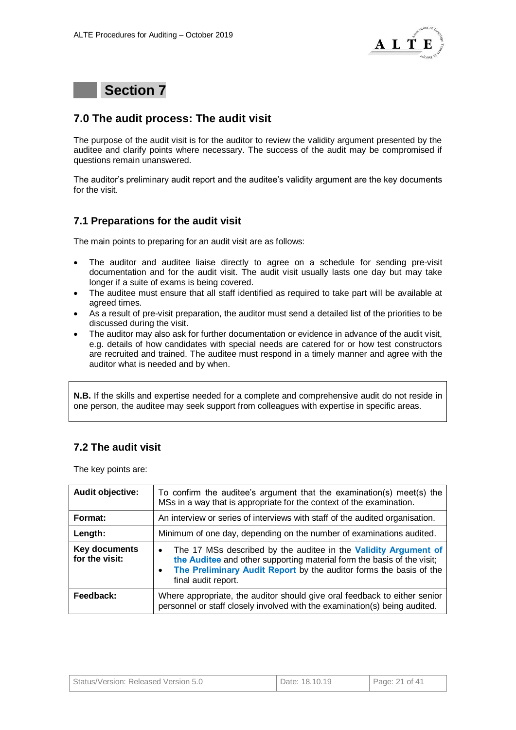# Section 7

## 7.0 The audit process: The audit visit

The purpose of the audit visit is for the auditor to review the validity argument presented by the auditee and clarify points where necessary. The success of the audit may be compromised if questions remain unanswered.

The auditor's preliminary audit report and the auditee's validity argument are the key documents for the visit.

### 7.1 Preparations for the audit visit

The main points to preparing for an audit visit are as follows:

- The auditor and auditee liaise directly to agree on a schedule for sending pre-visit documentation and for the audit visit. The audit visit usually lasts one day but may take longer if a suite of exams is being covered.
- The auditee must ensure that all staff identified as required to take part will be available at agreed times.
- As a result of pre-visit preparation, the auditor must send a detailed list of the priorities to be discussed during the visit.
- The auditor may also ask for further documentation or evidence in advance of the audit visit, e.g. details of how candidates with special needs are catered for or how test constructors are recruited and trained. The auditee must respond in a timely manner and agree with the auditor what is needed and by when.

**N.B.** If the skills and expertise needed for a complete and comprehensive audit do not reside in one person, the auditee may seek support from colleagues with expertise in specific areas.

### 7.2 The audit visit

The key points are:

| | |
|---|---|
| **Audit objective:** | To confirm the auditee's argument that the examination(s) meet(s) the MSs in a way that is appropriate for the context of the examination. |
| **Format:** | An interview or series of interviews with staff of the audited organisation. |
| **Length:** | Minimum of one day, depending on the number of examinations audited. |
| **Key documents for the visit:** | • The 17 MSs described by the auditee in the **Validity Argument of the Auditee** and other supporting material form the basis of the visit;<br>• **The Preliminary Audit Report** by the auditor forms the basis of the final audit report. |
| **Feedback:** | Where appropriate, the auditor should give oral feedback to either senior personnel or staff closely involved with the examination(s) being audited. |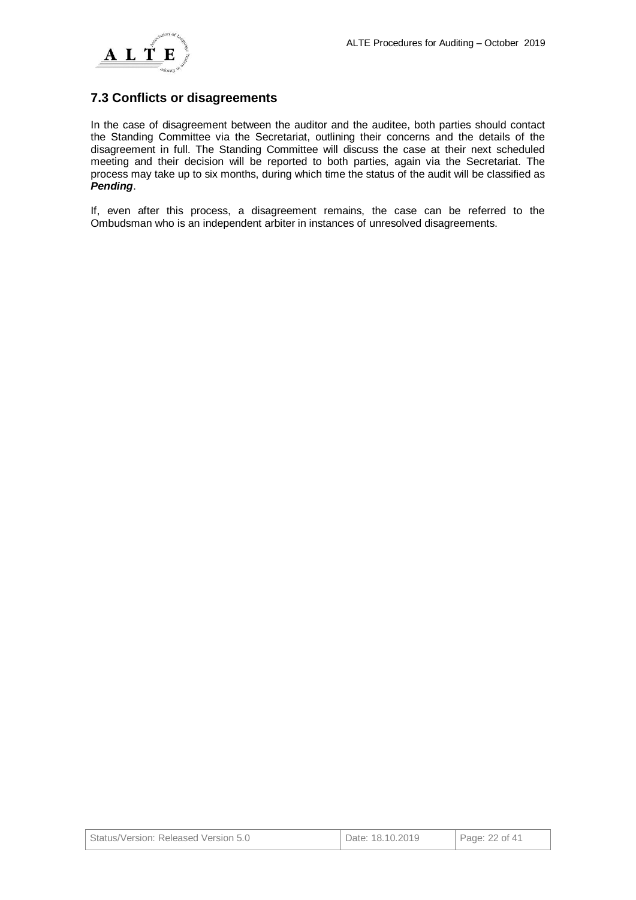## 7.3 Conflicts or disagreements

In the case of disagreement between the auditor and the auditee, both parties should contact the Standing Committee via the Secretariat, outlining their concerns and the details of the disagreement in full. The Standing Committee will discuss the case at their next scheduled meeting and their decision will be reported to both parties, again via the Secretariat. The process may take up to six months, during which time the status of the audit will be classified as ***Pending***.

If, even after this process, a disagreement remains, the case can be referred to the Ombudsman who is an independent arbiter in instances of unresolved disagreements.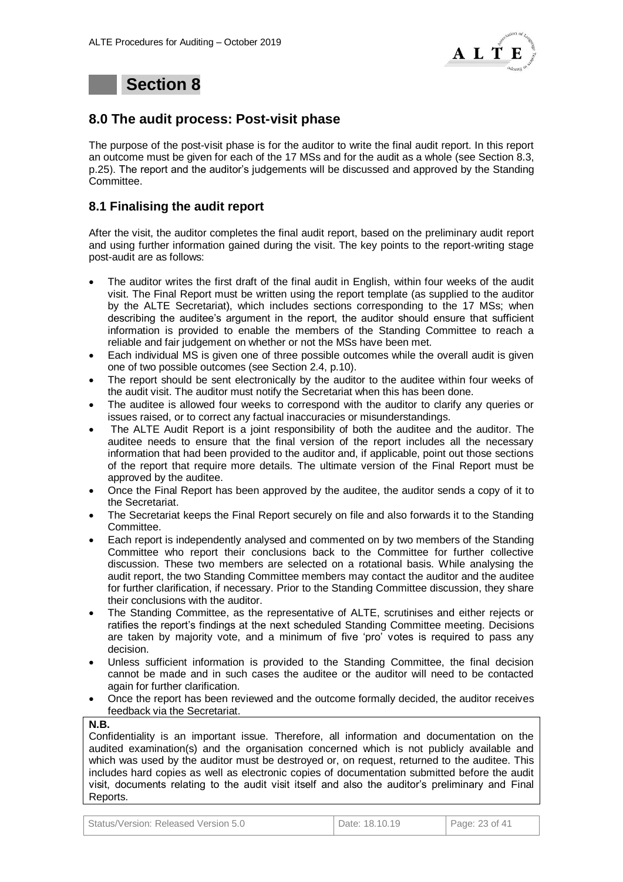# Section 8

## 8.0 The audit process: Post-visit phase

The purpose of the post-visit phase is for the auditor to write the final audit report. In this report an outcome must be given for each of the 17 MSs and for the audit as a whole (see Section 8.3, p.25). The report and the auditor's judgements will be discussed and approved by the Standing Committee.

## 8.1 Finalising the audit report

After the visit, the auditor completes the final audit report, based on the preliminary audit report and using further information gained during the visit. The key points to the report-writing stage post-audit are as follows:

- The auditor writes the first draft of the final audit in English, within four weeks of the audit visit. The Final Report must be written using the report template (as supplied to the auditor by the ALTE Secretariat), which includes sections corresponding to the 17 MSs; when describing the auditee's argument in the report, the auditor should ensure that sufficient information is provided to enable the members of the Standing Committee to reach a reliable and fair judgement on whether or not the MSs have been met.
- Each individual MS is given one of three possible outcomes while the overall audit is given one of two possible outcomes (see Section 2.4, p.10).
- The report should be sent electronically by the auditor to the auditee within four weeks of the audit visit. The auditor must notify the Secretariat when this has been done.
- The auditee is allowed four weeks to correspond with the auditor to clarify any queries or issues raised, or to correct any factual inaccuracies or misunderstandings.
- The ALTE Audit Report is a joint responsibility of both the auditee and the auditor. The auditee needs to ensure that the final version of the report includes all the necessary information that had been provided to the auditor and, if applicable, point out those sections of the report that require more details. The ultimate version of the Final Report must be approved by the auditee.
- Once the Final Report has been approved by the auditee, the auditor sends a copy of it to the Secretariat.
- The Secretariat keeps the Final Report securely on file and also forwards it to the Standing Committee.
- Each report is independently analysed and commented on by two members of the Standing Committee who report their conclusions back to the Committee for further collective discussion. These two members are selected on a rotational basis. While analysing the audit report, the two Standing Committee members may contact the auditor and the auditee for further clarification, if necessary. Prior to the Standing Committee discussion, they share their conclusions with the auditor.
- The Standing Committee, as the representative of ALTE, scrutinises and either rejects or ratifies the report's findings at the next scheduled Standing Committee meeting. Decisions are taken by majority vote, and a minimum of five 'pro' votes is required to pass any decision.
- Unless sufficient information is provided to the Standing Committee, the final decision cannot be made and in such cases the auditee or the auditor will need to be contacted again for further clarification.
- Once the report has been reviewed and the outcome formally decided, the auditor receives feedback via the Secretariat.

**N.B.**
Confidentiality is an important issue. Therefore, all information and documentation on the audited examination(s) and the organisation concerned which is not publicly available and which was used by the auditor must be destroyed or, on request, returned to the auditee. This includes hard copies as well as electronic copies of documentation submitted before the audit visit, documents relating to the audit visit itself and also the auditor's preliminary and Final Reports.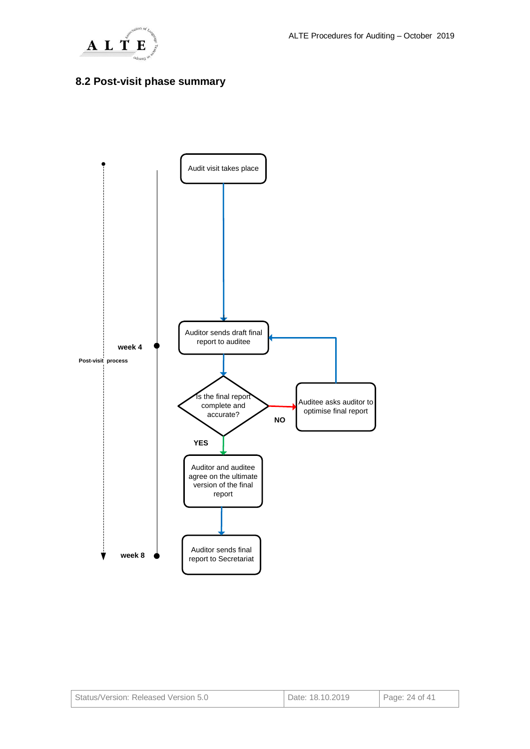## 8.2 Post-visit phase summary

Audit visit takes place

week 4

Post-visit process

Auditor sends draft final report to auditee

Is the final report complete and accurate?

NO

Auditee asks auditor to optimise final report

YES

Auditor and auditee agree on the ultimate version of the final report

week 8

Auditor sends final report to Secretariat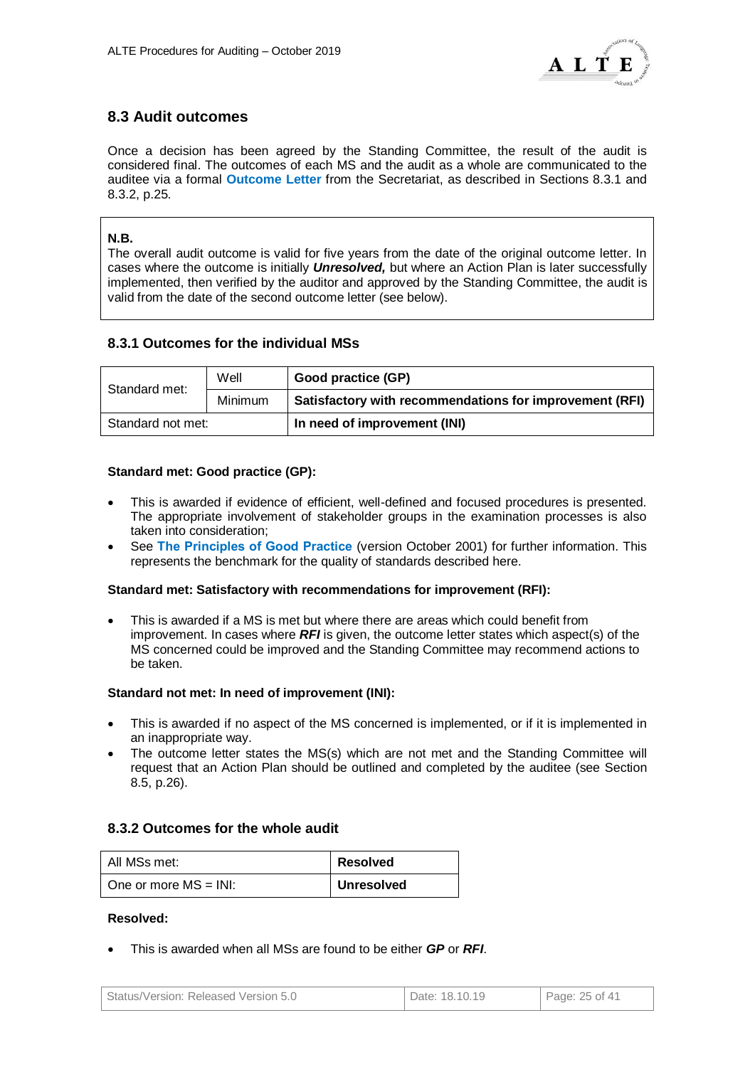## 8.3 Audit outcomes

Once a decision has been agreed by the Standing Committee, the result of the audit is considered final. The outcomes of each MS and the audit as a whole are communicated to the auditee via a formal **Outcome Letter** from the Secretariat, as described in Sections 8.3.1 and 8.3.2, p.25.

**N.B.**
The overall audit outcome is valid for five years from the date of the original outcome letter. In cases where the outcome is initially ***Unresolved,*** but where an Action Plan is later successfully implemented, then verified by the auditor and approved by the Standing Committee, the audit is valid from the date of the second outcome letter (see below).

### 8.3.1 Outcomes for the individual MSs

| | | |
|---|---|---|
| Standard met: | Well | **Good practice (GP)** |
| | Minimum | **Satisfactory with recommendations for improvement (RFI)** |
| Standard not met: | | **In need of improvement (INI)** |

**Standard met: Good practice (GP):**

- This is awarded if evidence of efficient, well-defined and focused procedures is presented. The appropriate involvement of stakeholder groups in the examination processes is also taken into consideration;
- See **The Principles of Good Practice** (version October 2001) for further information. This represents the benchmark for the quality of standards described here.

**Standard met: Satisfactory with recommendations for improvement (RFI):**

- This is awarded if a MS is met but where there are areas which could benefit from improvement. In cases where ***RFI*** is given, the outcome letter states which aspect(s) of the MS concerned could be improved and the Standing Committee may recommend actions to be taken.

**Standard not met: In need of improvement (INI):**

- This is awarded if no aspect of the MS concerned is implemented, or if it is implemented in an inappropriate way.
- The outcome letter states the MS(s) which are not met and the Standing Committee will request that an Action Plan should be outlined and completed by the auditee (see Section 8.5, p.26).

### 8.3.2 Outcomes for the whole audit

| | |
|---|---|
| All MSs met: | **Resolved** |
| One or more MS = INI: | **Unresolved** |

**Resolved:**

- This is awarded when all MSs are found to be either ***GP*** or ***RFI***.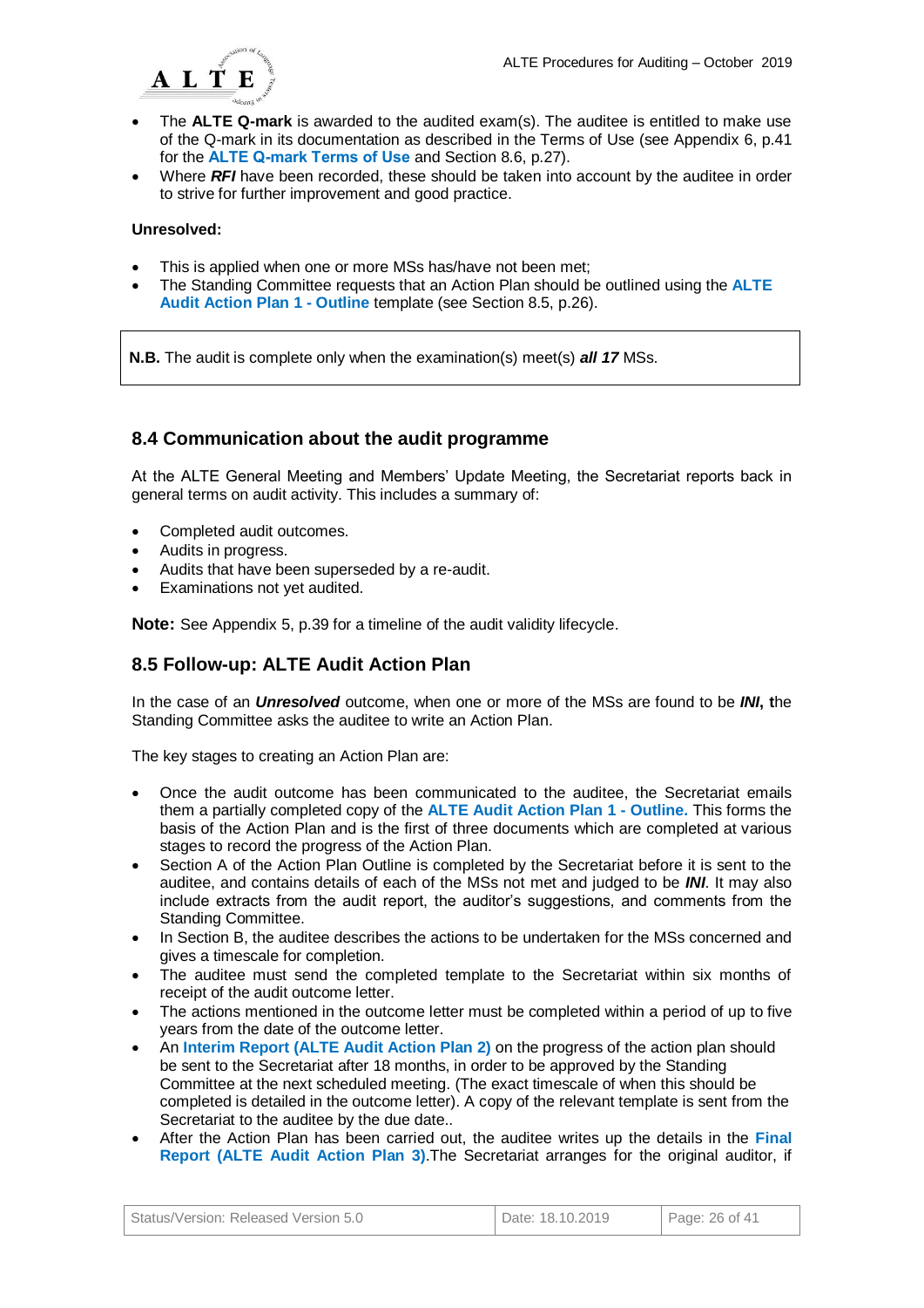- The **ALTE Q-mark** is awarded to the audited exam(s). The auditee is entitled to make use of the Q-mark in its documentation as described in the Terms of Use (see Appendix 6, p.41 for the **ALTE Q-mark Terms of Use** and Section 8.6, p.27).
- Where ***RFI*** have been recorded, these should be taken into account by the auditee in order to strive for further improvement and good practice.

**Unresolved:**

- This is applied when one or more MSs has/have not been met;
- The Standing Committee requests that an Action Plan should be outlined using the **ALTE Audit Action Plan 1 - Outline** template (see Section 8.5, p.26).

**N.B.** The audit is complete only when the examination(s) meet(s) ***all 17*** MSs.

## 8.4 Communication about the audit programme

At the ALTE General Meeting and Members' Update Meeting, the Secretariat reports back in general terms on audit activity. This includes a summary of:

- Completed audit outcomes.
- Audits in progress.
- Audits that have been superseded by a re-audit.
- Examinations not yet audited.

**Note:** See Appendix 5, p.39 for a timeline of the audit validity lifecycle.

## 8.5 Follow-up: ALTE Audit Action Plan

In the case of an ***Unresolved*** outcome, when one or more of the MSs are found to be ***INI*, t**he Standing Committee asks the auditee to write an Action Plan.

The key stages to creating an Action Plan are:

- Once the audit outcome has been communicated to the auditee, the Secretariat emails them a partially completed copy of the **ALTE Audit Action Plan 1 - Outline.** This forms the basis of the Action Plan and is the first of three documents which are completed at various stages to record the progress of the Action Plan.
- Section A of the Action Plan Outline is completed by the Secretariat before it is sent to the auditee, and contains details of each of the MSs not met and judged to be ***INI***. It may also include extracts from the audit report, the auditor's suggestions, and comments from the Standing Committee.
- In Section B, the auditee describes the actions to be undertaken for the MSs concerned and gives a timescale for completion.
- The auditee must send the completed template to the Secretariat within six months of receipt of the audit outcome letter.
- The actions mentioned in the outcome letter must be completed within a period of up to five years from the date of the outcome letter.
- An **Interim Report (ALTE Audit Action Plan 2)** on the progress of the action plan should be sent to the Secretariat after 18 months, in order to be approved by the Standing Committee at the next scheduled meeting. (The exact timescale of when this should be completed is detailed in the outcome letter). A copy of the relevant template is sent from the Secretariat to the auditee by the due date..
- After the Action Plan has been carried out, the auditee writes up the details in the **Final Report (ALTE Audit Action Plan 3)**.The Secretariat arranges for the original auditor, if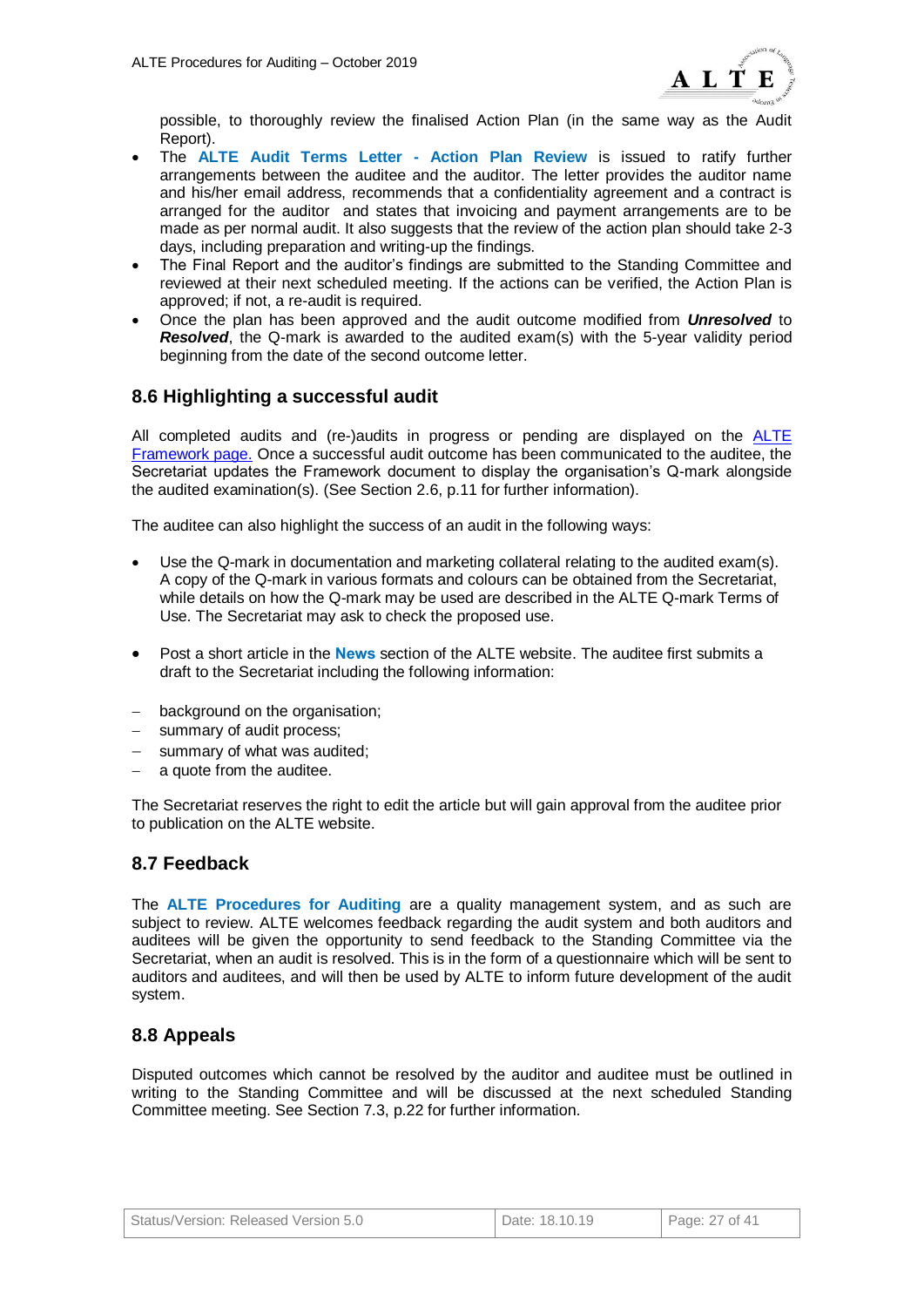possible, to thoroughly review the finalised Action Plan (in the same way as the Audit Report).

- The **ALTE Audit Terms Letter - Action Plan Review** is issued to ratify further arrangements between the auditee and the auditor. The letter provides the auditor name and his/her email address, recommends that a confidentiality agreement and a contract is arranged for the auditor and states that invoicing and payment arrangements are to be made as per normal audit. It also suggests that the review of the action plan should take 2-3 days, including preparation and writing-up the findings.
- The Final Report and the auditor's findings are submitted to the Standing Committee and reviewed at their next scheduled meeting. If the actions can be verified, the Action Plan is approved; if not, a re-audit is required.
- Once the plan has been approved and the audit outcome modified from ***Unresolved*** to ***Resolved***, the Q-mark is awarded to the audited exam(s) with the 5-year validity period beginning from the date of the second outcome letter.

## 8.6 Highlighting a successful audit

All completed audits and (re-)audits in progress or pending are displayed on the ALTE Framework page. Once a successful audit outcome has been communicated to the auditee, the Secretariat updates the Framework document to display the organisation's Q-mark alongside the audited examination(s). (See Section 2.6, p.11 for further information).

The auditee can also highlight the success of an audit in the following ways:

- Use the Q-mark in documentation and marketing collateral relating to the audited exam(s). A copy of the Q-mark in various formats and colours can be obtained from the Secretariat, while details on how the Q-mark may be used are described in the ALTE Q-mark Terms of Use. The Secretariat may ask to check the proposed use.
- Post a short article in the **News** section of the ALTE website. The auditee first submits a draft to the Secretariat including the following information:

- background on the organisation;
- summary of audit process;
- summary of what was audited;
- a quote from the auditee.

The Secretariat reserves the right to edit the article but will gain approval from the auditee prior to publication on the ALTE website.

## 8.7 Feedback

The **ALTE Procedures for Auditing** are a quality management system, and as such are subject to review. ALTE welcomes feedback regarding the audit system and both auditors and auditees will be given the opportunity to send feedback to the Standing Committee via the Secretariat, when an audit is resolved. This is in the form of a questionnaire which will be sent to auditors and auditees, and will then be used by ALTE to inform future development of the audit system.

## 8.8 Appeals

Disputed outcomes which cannot be resolved by the auditor and auditee must be outlined in writing to the Standing Committee and will be discussed at the next scheduled Standing Committee meeting. See Section 7.3, p.22 for further information.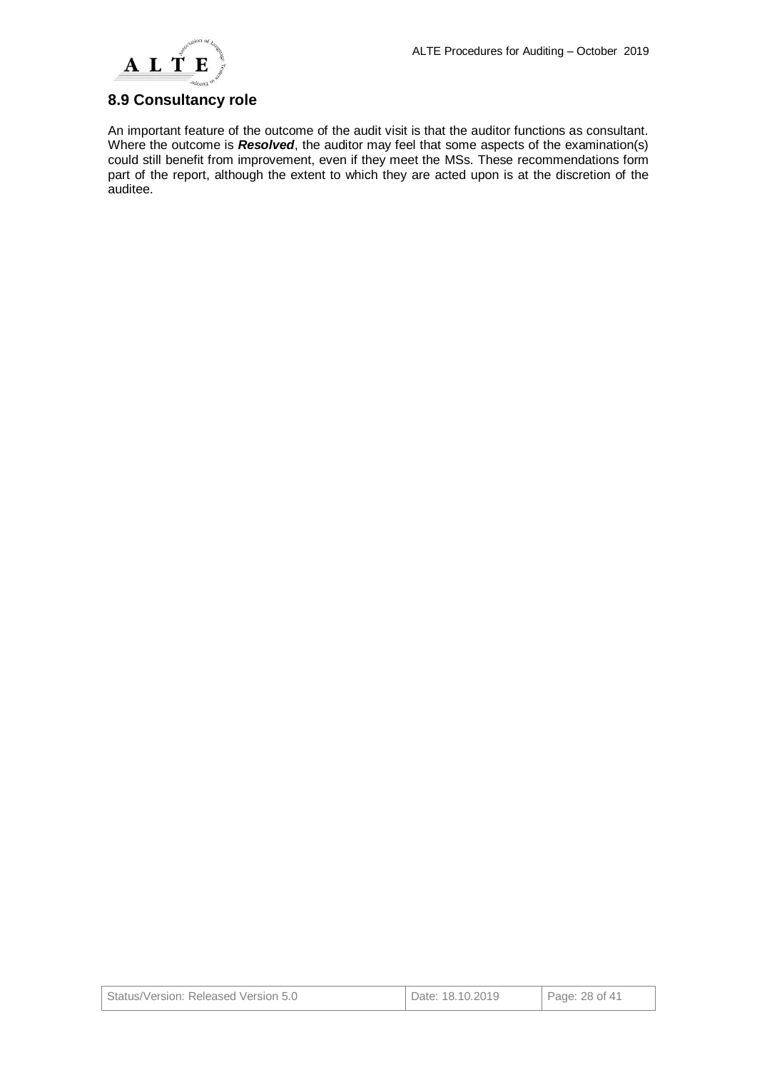## 8.9 Consultancy role

An important feature of the outcome of the audit visit is that the auditor functions as consultant. Where the outcome is ***Resolved***, the auditor may feel that some aspects of the examination(s) could still benefit from improvement, even if they meet the MSs. These recommendations form part of the report, although the extent to which they are acted upon is at the discretion of the auditee.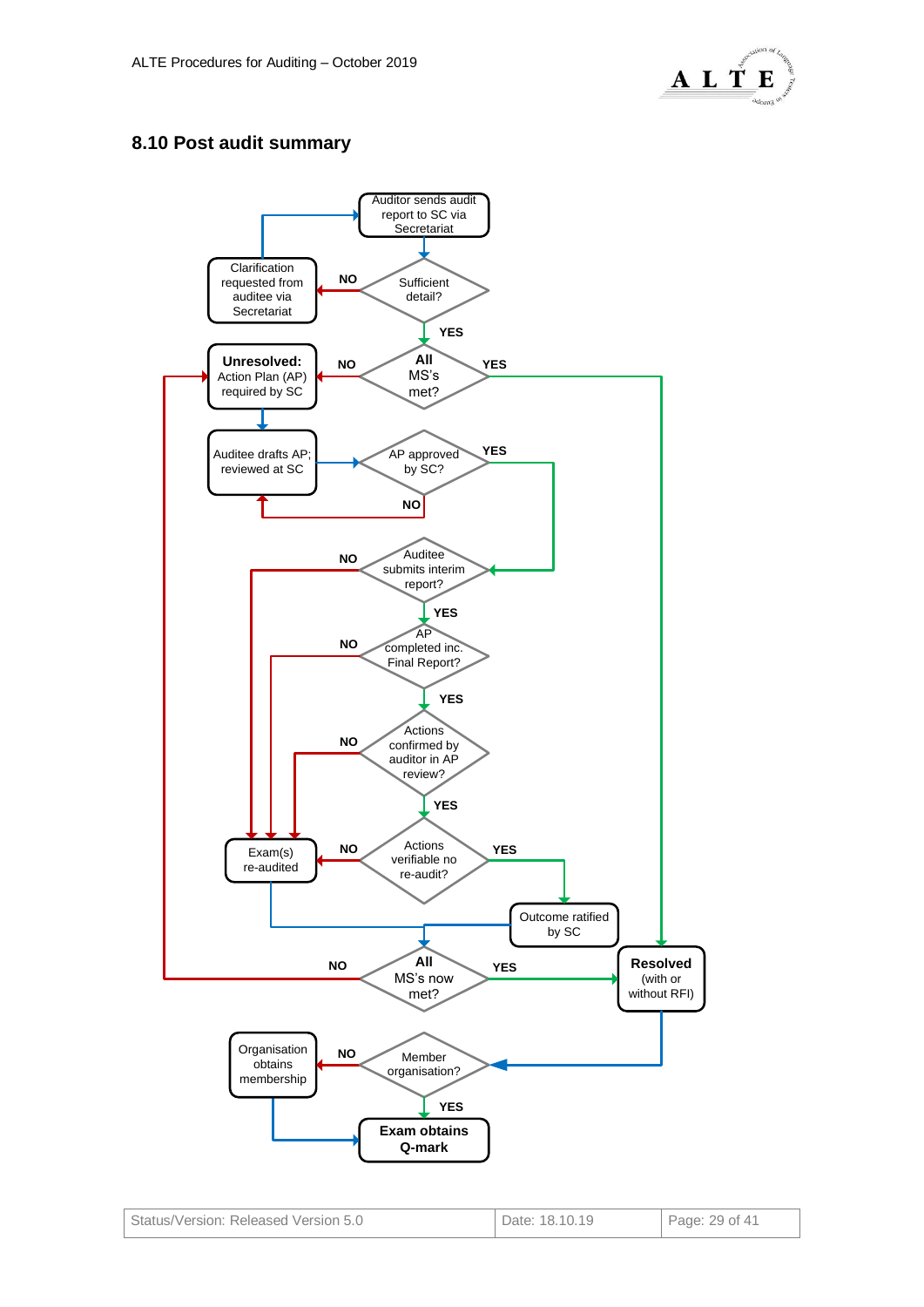## 8.10 Post audit summary

Auditor sends audit report to SC via Secretariat

Sufficient detail?

NO

Clarification requested from auditee via Secretariat

YES

All MS's met?

NO

YES

**Unresolved:** Action Plan (AP) required by SC

Auditee drafts AP; reviewed at SC

AP approved by SC?

YES

NO

Auditee submits interim report?

NO

YES

AP completed inc. Final Report?

NO

YES

Actions confirmed by auditor in AP review?

NO

YES

Actions verifiable no re-audit?

NO

YES

Exam(s) re-audited

Outcome ratified by SC

All MS's now met?

NO

YES

**Resolved** (with or without RFI)

Member organisation?

NO

YES

Organisation obtains membership

**Exam obtains Q-mark**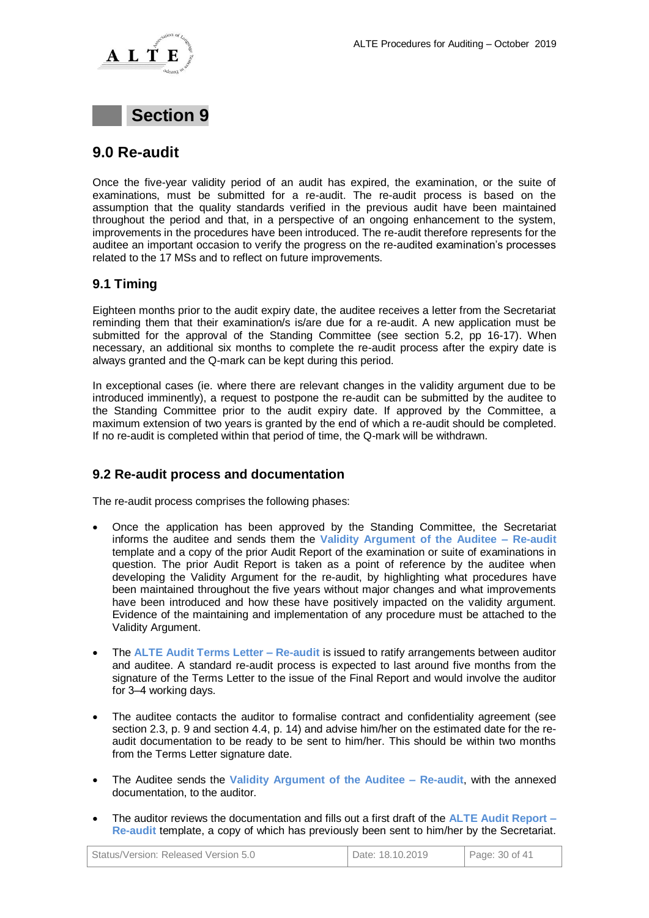# Section 9

## 9.0 Re-audit

Once the five-year validity period of an audit has expired, the examination, or the suite of examinations, must be submitted for a re-audit. The re-audit process is based on the assumption that the quality standards verified in the previous audit have been maintained throughout the period and that, in a perspective of an ongoing enhancement to the system, improvements in the procedures have been introduced. The re-audit therefore represents for the auditee an important occasion to verify the progress on the re-audited examination's processes related to the 17 MSs and to reflect on future improvements.

### 9.1 Timing

Eighteen months prior to the audit expiry date, the auditee receives a letter from the Secretariat reminding them that their examination/s is/are due for a re-audit. A new application must be submitted for the approval of the Standing Committee (see section 5.2, pp 16-17). When necessary, an additional six months to complete the re-audit process after the expiry date is always granted and the Q-mark can be kept during this period.

In exceptional cases (ie. where there are relevant changes in the validity argument due to be introduced imminently), a request to postpone the re-audit can be submitted by the auditee to the Standing Committee prior to the audit expiry date. If approved by the Committee, a maximum extension of two years is granted by the end of which a re-audit should be completed. If no re-audit is completed within that period of time, the Q-mark will be withdrawn.

### 9.2 Re-audit process and documentation

The re-audit process comprises the following phases:

- Once the application has been approved by the Standing Committee, the Secretariat informs the auditee and sends them the **Validity Argument of the Auditee – Re-audit** template and a copy of the prior Audit Report of the examination or suite of examinations in question. The prior Audit Report is taken as a point of reference by the auditee when developing the Validity Argument for the re-audit, by highlighting what procedures have been maintained throughout the five years without major changes and what improvements have been introduced and how these have positively impacted on the validity argument. Evidence of the maintaining and implementation of any procedure must be attached to the Validity Argument.

- The **ALTE Audit Terms Letter – Re-audit** is issued to ratify arrangements between auditor and auditee. A standard re-audit process is expected to last around five months from the signature of the Terms Letter to the issue of the Final Report and would involve the auditor for 3–4 working days.

- The auditee contacts the auditor to formalise contract and confidentiality agreement (see section 2.3, p. 9 and section 4.4, p. 14) and advise him/her on the estimated date for the re-audit documentation to be ready to be sent to him/her. This should be within two months from the Terms Letter signature date.

- The Auditee sends the **Validity Argument of the Auditee – Re-audit**, with the annexed documentation, to the auditor.

- The auditor reviews the documentation and fills out a first draft of the **ALTE Audit Report – Re-audit** template, a copy of which has previously been sent to him/her by the Secretariat.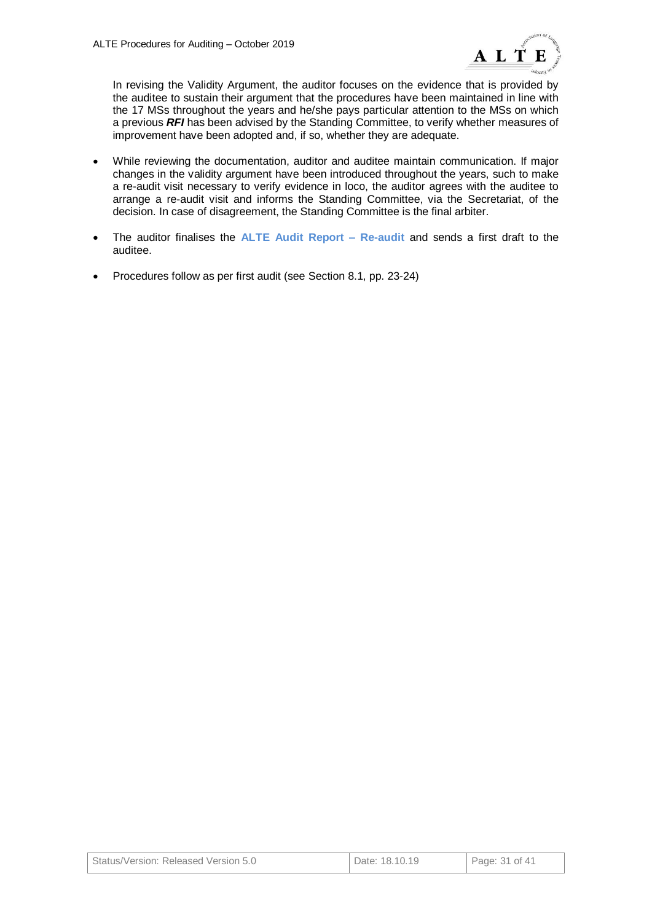In revising the Validity Argument, the auditor focuses on the evidence that is provided by the auditee to sustain their argument that the procedures have been maintained in line with the 17 MSs throughout the years and he/she pays particular attention to the MSs on which a previous ***RFI*** has been advised by the Standing Committee, to verify whether measures of improvement have been adopted and, if so, whether they are adequate.

- While reviewing the documentation, auditor and auditee maintain communication. If major changes in the validity argument have been introduced throughout the years, such to make a re-audit visit necessary to verify evidence in loco, the auditor agrees with the auditee to arrange a re-audit visit and informs the Standing Committee, via the Secretariat, of the decision. In case of disagreement, the Standing Committee is the final arbiter.
- The auditor finalises the **ALTE Audit Report – Re-audit** and sends a first draft to the auditee.
- Procedures follow as per first audit (see Section 8.1, pp. 23-24)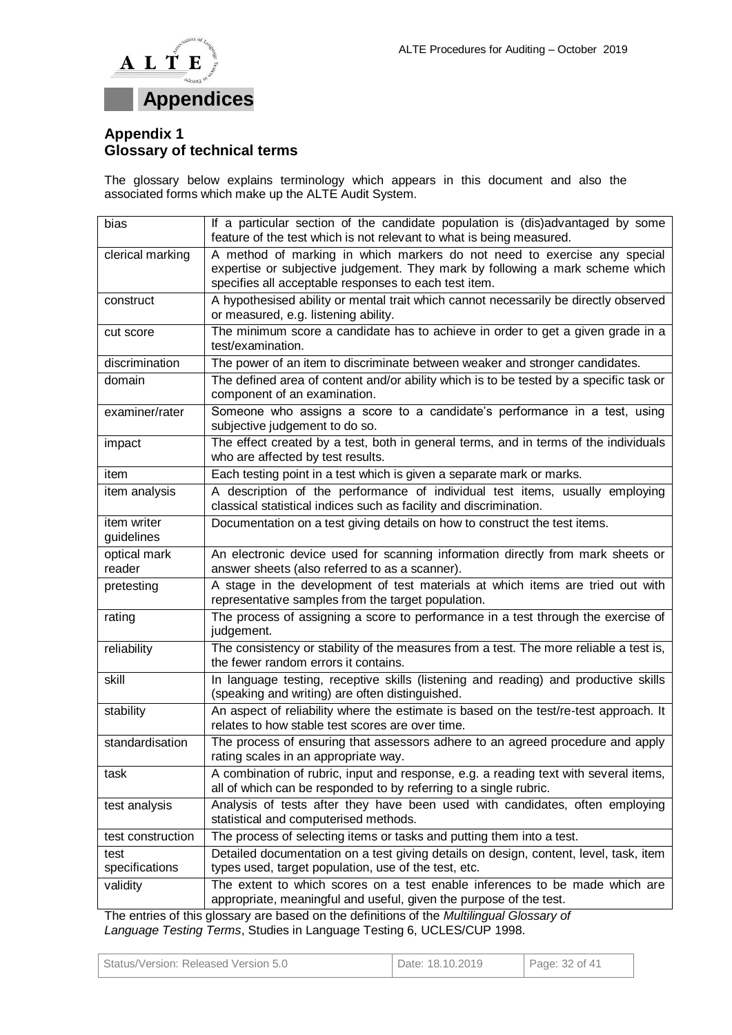# Appendices

## Appendix 1
## Glossary of technical terms

The glossary below explains terminology which appears in this document and also the associated forms which make up the ALTE Audit System.

| | |
|---|---|
| bias | If a particular section of the candidate population is (dis)advantaged by some feature of the test which is not relevant to what is being measured. |
| clerical marking | A method of marking in which markers do not need to exercise any special expertise or subjective judgement. They mark by following a mark scheme which specifies all acceptable responses to each test item. |
| construct | A hypothesised ability or mental trait which cannot necessarily be directly observed or measured, e.g. listening ability. |
| cut score | The minimum score a candidate has to achieve in order to get a given grade in a test/examination. |
| discrimination | The power of an item to discriminate between weaker and stronger candidates. |
| domain | The defined area of content and/or ability which is to be tested by a specific task or component of an examination. |
| examiner/rater | Someone who assigns a score to a candidate's performance in a test, using subjective judgement to do so. |
| impact | The effect created by a test, both in general terms, and in terms of the individuals who are affected by test results. |
| item | Each testing point in a test which is given a separate mark or marks. |
| item analysis | A description of the performance of individual test items, usually employing classical statistical indices such as facility and discrimination. |
| item writer guidelines | Documentation on a test giving details on how to construct the test items. |
| optical mark reader | An electronic device used for scanning information directly from mark sheets or answer sheets (also referred to as a scanner). |
| pretesting | A stage in the development of test materials at which items are tried out with representative samples from the target population. |
| rating | The process of assigning a score to performance in a test through the exercise of judgement. |
| reliability | The consistency or stability of the measures from a test. The more reliable a test is, the fewer random errors it contains. |
| skill | In language testing, receptive skills (listening and reading) and productive skills (speaking and writing) are often distinguished. |
| stability | An aspect of reliability where the estimate is based on the test/re-test approach. It relates to how stable test scores are over time. |
| standardisation | The process of ensuring that assessors adhere to an agreed procedure and apply rating scales in an appropriate way. |
| task | A combination of rubric, input and response, e.g. a reading text with several items, all of which can be responded to by referring to a single rubric. |
| test analysis | Analysis of tests after they have been used with candidates, often employing statistical and computerised methods. |
| test construction | The process of selecting items or tasks and putting them into a test. |
| test specifications | Detailed documentation on a test giving details on design, content, level, task, item types used, target population, use of the test, etc. |
| validity | The extent to which scores on a test enable inferences to be made which are appropriate, meaningful and useful, given the purpose of the test. |

The entries of this glossary are based on the definitions of the *Multilingual Glossary of Language Testing Terms*, Studies in Language Testing 6, UCLES/CUP 1998.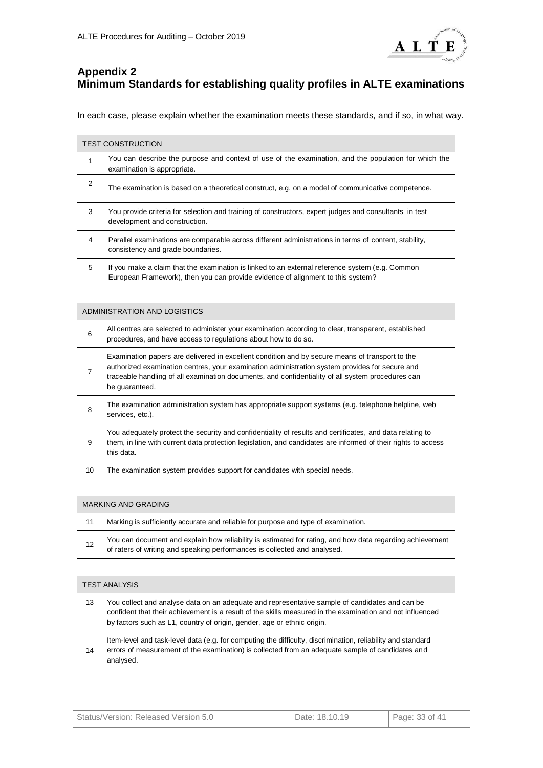## Appendix 2
## Minimum Standards for establishing quality profiles in ALTE examinations

In each case, please explain whether the examination meets these standards, and if so, in what way.

| | |
|---|---|
| **TEST CONSTRUCTION** | |
| 1 | You can describe the purpose and context of use of the examination, and the population for which the examination is appropriate. |
| 2 | The examination is based on a theoretical construct, e.g. on a model of communicative competence. |
| 3 | You provide criteria for selection and training of constructors, expert judges and consultants in test development and construction. |
| 4 | Parallel examinations are comparable across different administrations in terms of content, stability, consistency and grade boundaries. |
| 5 | If you make a claim that the examination is linked to an external reference system (e.g. Common European Framework), then you can provide evidence of alignment to this system? |

| | |
|---|---|
| **ADMINISTRATION AND LOGISTICS** | |
| 6 | All centres are selected to administer your examination according to clear, transparent, established procedures, and have access to regulations about how to do so. |
| 7 | Examination papers are delivered in excellent condition and by secure means of transport to the authorized examination centres, your examination administration system provides for secure and traceable handling of all examination documents, and confidentiality of all system procedures can be guaranteed. |
| 8 | The examination administration system has appropriate support systems (e.g. telephone helpline, web services, etc.). |
| 9 | You adequately protect the security and confidentiality of results and certificates, and data relating to them, in line with current data protection legislation, and candidates are informed of their rights to access this data. |
| 10 | The examination system provides support for candidates with special needs. |

| | |
|---|---|
| **MARKING AND GRADING** | |
| 11 | Marking is sufficiently accurate and reliable for purpose and type of examination. |
| 12 | You can document and explain how reliability is estimated for rating, and how data regarding achievement of raters of writing and speaking performances is collected and analysed. |

| | |
|---|---|
| **TEST ANALYSIS** | |
| 13 | You collect and analyse data on an adequate and representative sample of candidates and can be confident that their achievement is a result of the skills measured in the examination and not influenced by factors such as L1, country of origin, gender, age or ethnic origin. |
| 14 | Item-level and task-level data (e.g. for computing the difficulty, discrimination, reliability and standard errors of measurement of the examination) is collected from an adequate sample of candidates and analysed. |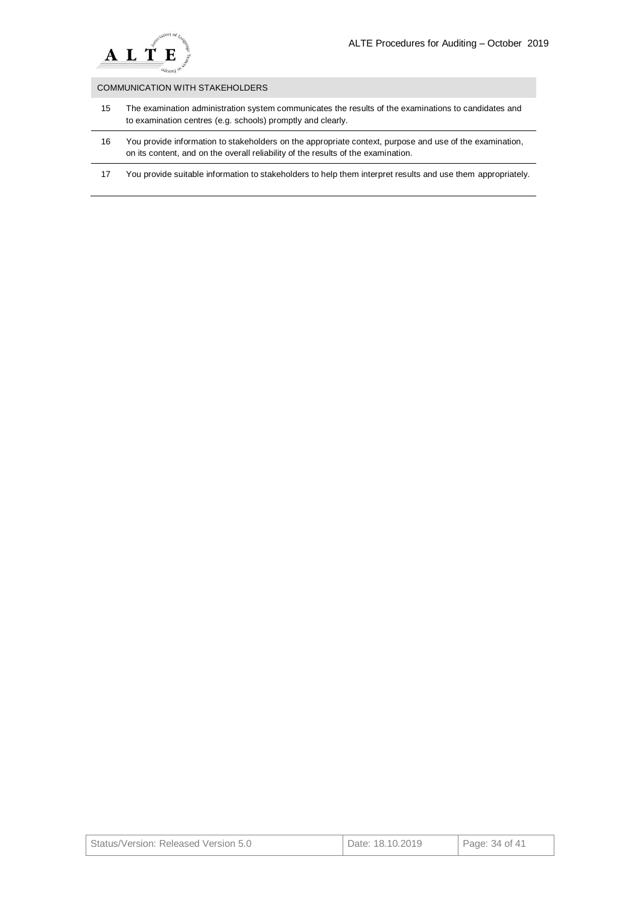| COMMUNICATION WITH STAKEHOLDERS | |
|---|---|
| 15 | The examination administration system communicates the results of the examinations to candidates and to examination centres (e.g. schools) promptly and clearly. |
| 16 | You provide information to stakeholders on the appropriate context, purpose and use of the examination, on its content, and on the overall reliability of the results of the examination. |
| 17 | You provide suitable information to stakeholders to help them interpret results and use them appropriately. |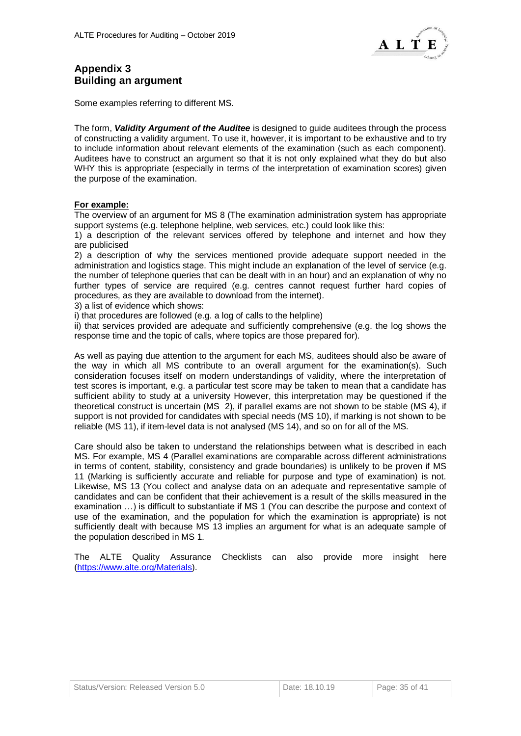# Appendix 3
# Building an argument

Some examples referring to different MS.

The form, ***Validity Argument of the Auditee*** is designed to guide auditees through the process of constructing a validity argument. To use it, however, it is important to be exhaustive and to try to include information about relevant elements of the examination (such as each component). Auditees have to construct an argument so that it is not only explained what they do but also WHY this is appropriate (especially in terms of the interpretation of examination scores) given the purpose of the examination.

**For example:**

The overview of an argument for MS 8 (The examination administration system has appropriate support systems (e.g. telephone helpline, web services, etc.) could look like this:

1) a description of the relevant services offered by telephone and internet and how they are publicised

2) a description of why the services mentioned provide adequate support needed in the administration and logistics stage. This might include an explanation of the level of service (e.g. the number of telephone queries that can be dealt with in an hour) and an explanation of why no further types of service are required (e.g. centres cannot request further hard copies of procedures, as they are available to download from the internet).

3) a list of evidence which shows:

i) that procedures are followed (e.g. a log of calls to the helpline)

ii) that services provided are adequate and sufficiently comprehensive (e.g. the log shows the response time and the topic of calls, where topics are those prepared for).

As well as paying due attention to the argument for each MS, auditees should also be aware of the way in which all MS contribute to an overall argument for the examination(s). Such consideration focuses itself on modern understandings of validity, where the interpretation of test scores is important, e.g. a particular test score may be taken to mean that a candidate has sufficient ability to study at a university However, this interpretation may be questioned if the theoretical construct is uncertain (MS 2), if parallel exams are not shown to be stable (MS 4), if support is not provided for candidates with special needs (MS 10), if marking is not shown to be reliable (MS 11), if item-level data is not analysed (MS 14), and so on for all of the MS.

Care should also be taken to understand the relationships between what is described in each MS. For example, MS 4 (Parallel examinations are comparable across different administrations in terms of content, stability, consistency and grade boundaries) is unlikely to be proven if MS 11 (Marking is sufficiently accurate and reliable for purpose and type of examination) is not. Likewise, MS 13 (You collect and analyse data on an adequate and representative sample of candidates and can be confident that their achievement is a result of the skills measured in the examination …) is difficult to substantiate if MS 1 (You can describe the purpose and context of use of the examination, and the population for which the examination is appropriate) is not sufficiently dealt with because MS 13 implies an argument for what is an adequate sample of the population described in MS 1.

The ALTE Quality Assurance Checklists can also provide more insight here (https://www.alte.org/Materials).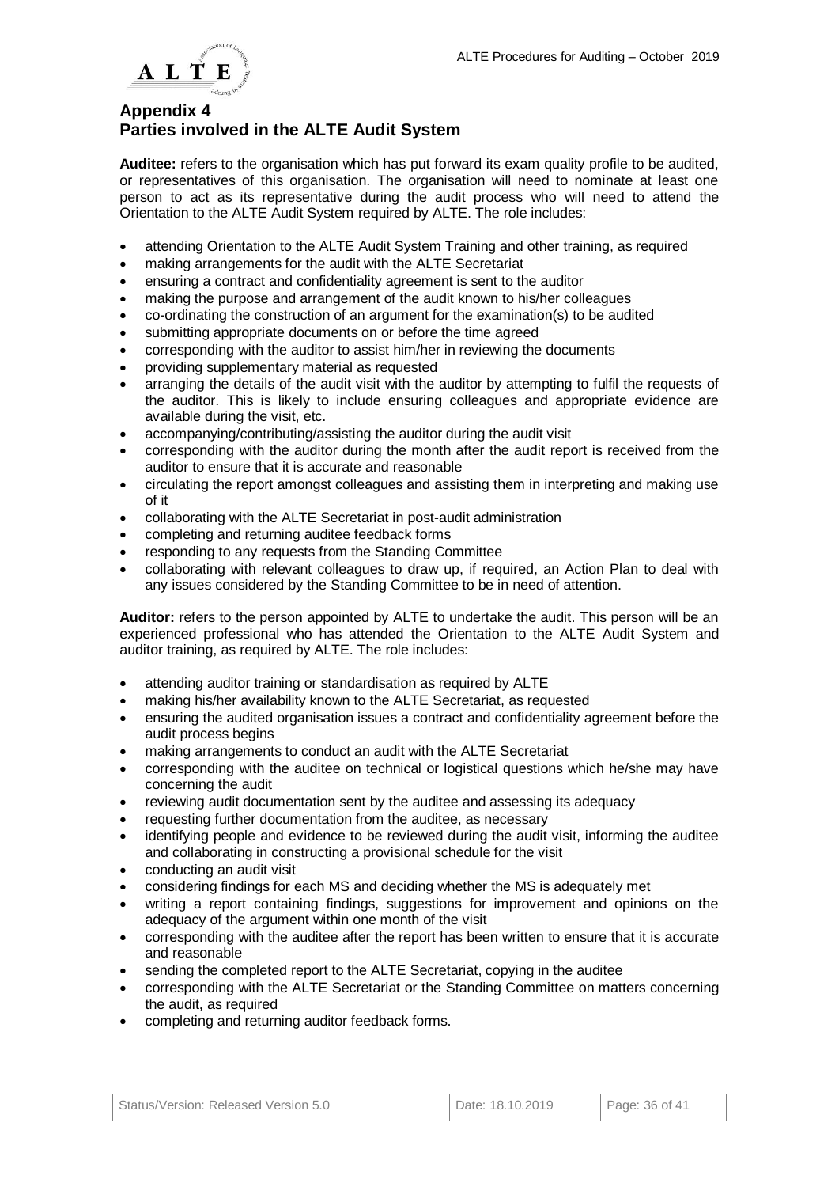## Appendix 4
## Parties involved in the ALTE Audit System

**Auditee:** refers to the organisation which has put forward its exam quality profile to be audited, or representatives of this organisation. The organisation will need to nominate at least one person to act as its representative during the audit process who will need to attend the Orientation to the ALTE Audit System required by ALTE. The role includes:

- attending Orientation to the ALTE Audit System Training and other training, as required
- making arrangements for the audit with the ALTE Secretariat
- ensuring a contract and confidentiality agreement is sent to the auditor
- making the purpose and arrangement of the audit known to his/her colleagues
- co-ordinating the construction of an argument for the examination(s) to be audited
- submitting appropriate documents on or before the time agreed
- corresponding with the auditor to assist him/her in reviewing the documents
- providing supplementary material as requested
- arranging the details of the audit visit with the auditor by attempting to fulfil the requests of the auditor. This is likely to include ensuring colleagues and appropriate evidence are available during the visit, etc.
- accompanying/contributing/assisting the auditor during the audit visit
- corresponding with the auditor during the month after the audit report is received from the auditor to ensure that it is accurate and reasonable
- circulating the report amongst colleagues and assisting them in interpreting and making use of it
- collaborating with the ALTE Secretariat in post-audit administration
- completing and returning auditee feedback forms
- responding to any requests from the Standing Committee
- collaborating with relevant colleagues to draw up, if required, an Action Plan to deal with any issues considered by the Standing Committee to be in need of attention.

**Auditor:** refers to the person appointed by ALTE to undertake the audit. This person will be an experienced professional who has attended the Orientation to the ALTE Audit System and auditor training, as required by ALTE. The role includes:

- attending auditor training or standardisation as required by ALTE
- making his/her availability known to the ALTE Secretariat, as requested
- ensuring the audited organisation issues a contract and confidentiality agreement before the audit process begins
- making arrangements to conduct an audit with the ALTE Secretariat
- corresponding with the auditee on technical or logistical questions which he/she may have concerning the audit
- reviewing audit documentation sent by the auditee and assessing its adequacy
- requesting further documentation from the auditee, as necessary
- identifying people and evidence to be reviewed during the audit visit, informing the auditee and collaborating in constructing a provisional schedule for the visit
- conducting an audit visit
- considering findings for each MS and deciding whether the MS is adequately met
- writing a report containing findings, suggestions for improvement and opinions on the adequacy of the argument within one month of the visit
- corresponding with the auditee after the report has been written to ensure that it is accurate and reasonable
- sending the completed report to the ALTE Secretariat, copying in the auditee
- corresponding with the ALTE Secretariat or the Standing Committee on matters concerning the audit, as required
- completing and returning auditor feedback forms.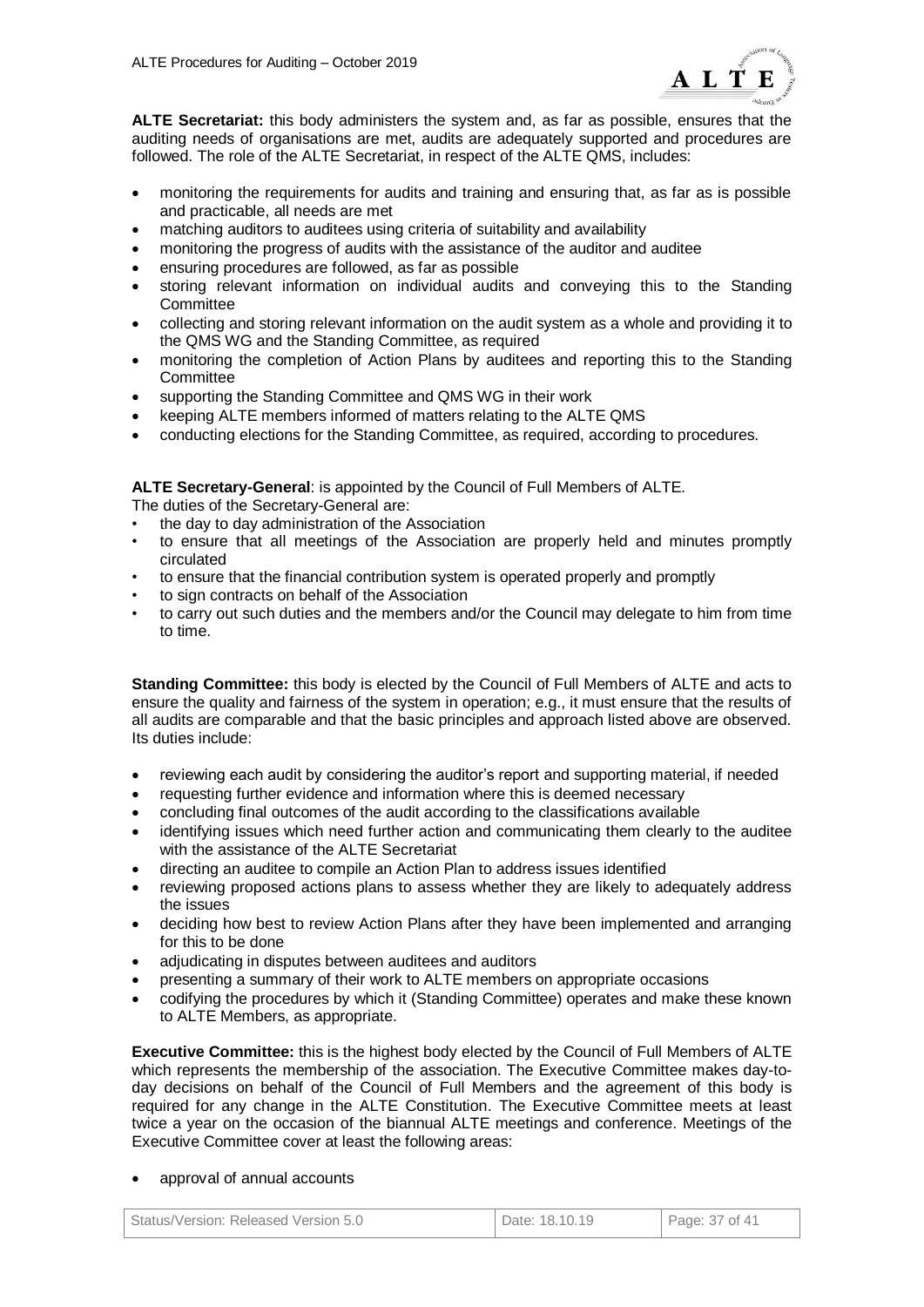**ALTE Secretariat:** this body administers the system and, as far as possible, ensures that the auditing needs of organisations are met, audits are adequately supported and procedures are followed. The role of the ALTE Secretariat, in respect of the ALTE QMS, includes:

- monitoring the requirements for audits and training and ensuring that, as far as is possible and practicable, all needs are met
- matching auditors to auditees using criteria of suitability and availability
- monitoring the progress of audits with the assistance of the auditor and auditee
- ensuring procedures are followed, as far as possible
- storing relevant information on individual audits and conveying this to the Standing Committee
- collecting and storing relevant information on the audit system as a whole and providing it to the QMS WG and the Standing Committee, as required
- monitoring the completion of Action Plans by auditees and reporting this to the Standing Committee
- supporting the Standing Committee and QMS WG in their work
- keeping ALTE members informed of matters relating to the ALTE QMS
- conducting elections for the Standing Committee, as required, according to procedures.

**ALTE Secretary-General**: is appointed by the Council of Full Members of ALTE.
The duties of the Secretary-General are:

- the day to day administration of the Association
- to ensure that all meetings of the Association are properly held and minutes promptly circulated
- to ensure that the financial contribution system is operated properly and promptly
- to sign contracts on behalf of the Association
- to carry out such duties and the members and/or the Council may delegate to him from time to time.

**Standing Committee:** this body is elected by the Council of Full Members of ALTE and acts to ensure the quality and fairness of the system in operation; e.g., it must ensure that the results of all audits are comparable and that the basic principles and approach listed above are observed. Its duties include:

- reviewing each audit by considering the auditor's report and supporting material, if needed
- requesting further evidence and information where this is deemed necessary
- concluding final outcomes of the audit according to the classifications available
- identifying issues which need further action and communicating them clearly to the auditee with the assistance of the ALTE Secretariat
- directing an auditee to compile an Action Plan to address issues identified
- reviewing proposed actions plans to assess whether they are likely to adequately address the issues
- deciding how best to review Action Plans after they have been implemented and arranging for this to be done
- adjudicating in disputes between auditees and auditors
- presenting a summary of their work to ALTE members on appropriate occasions
- codifying the procedures by which it (Standing Committee) operates and make these known to ALTE Members, as appropriate.

**Executive Committee:** this is the highest body elected by the Council of Full Members of ALTE which represents the membership of the association. The Executive Committee makes day-to-day decisions on behalf of the Council of Full Members and the agreement of this body is required for any change in the ALTE Constitution. The Executive Committee meets at least twice a year on the occasion of the biannual ALTE meetings and conference. Meetings of the Executive Committee cover at least the following areas:

- approval of annual accounts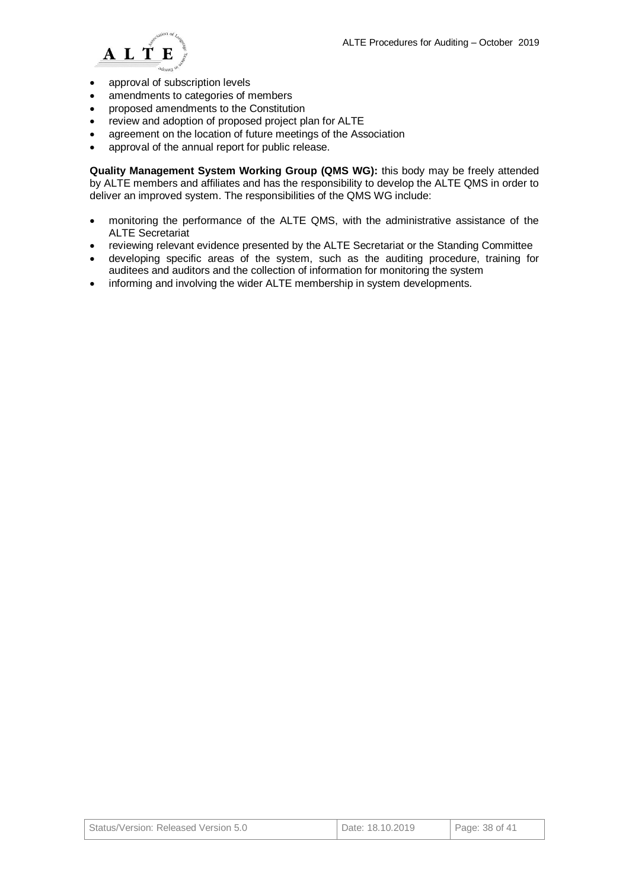- approval of subscription levels
- amendments to categories of members
- proposed amendments to the Constitution
- review and adoption of proposed project plan for ALTE
- agreement on the location of future meetings of the Association
- approval of the annual report for public release.

**Quality Management System Working Group (QMS WG):** this body may be freely attended by ALTE members and affiliates and has the responsibility to develop the ALTE QMS in order to deliver an improved system. The responsibilities of the QMS WG include:

- monitoring the performance of the ALTE QMS, with the administrative assistance of the ALTE Secretariat
- reviewing relevant evidence presented by the ALTE Secretariat or the Standing Committee
- developing specific areas of the system, such as the auditing procedure, training for auditees and auditors and the collection of information for monitoring the system
- informing and involving the wider ALTE membership in system developments.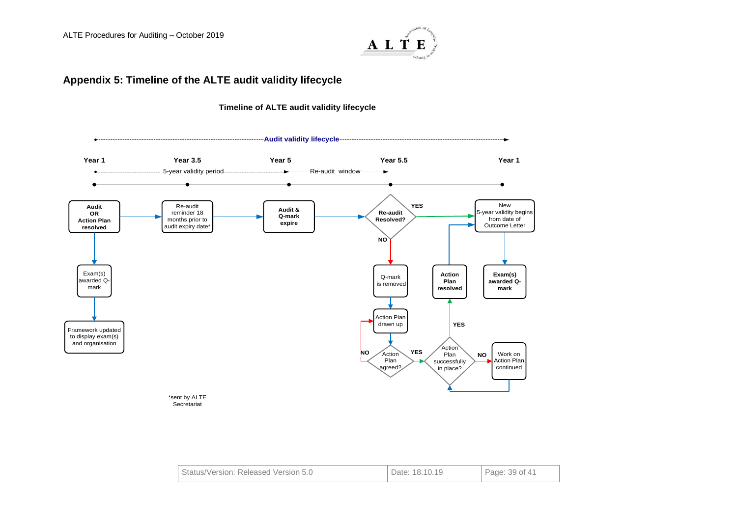## Appendix 5: Timeline of the ALTE audit validity lifecycle

**Timeline of ALTE audit validity lifecycle**

**Audit validity lifecycle**

**Year 1** **Year 3.5** **Year 5** **Year 5.5** **Year 1**

5-year validity period

Re-audit window

**Audit OR Action Plan resolved**

Re-audit reminder 18 months prior to audit expiry date*

**Audit & Q-mark expire**

**Re-audit Resolved?**

**YES**

**NO**

New 5-year validity begins from date of Outcome Letter

Exam(s) awarded Q-mark

Framework updated to display exam(s) and organisation

Q-mark is removed

**Action Plan resolved**

**Exam(s) awarded Q-mark**

Action Plan drawn up

**YES**

**NO**

Action Plan agreed?

**YES**

Action Plan successfully in place?

**NO**

Work on Action Plan continued

*sent by ALTE Secretariat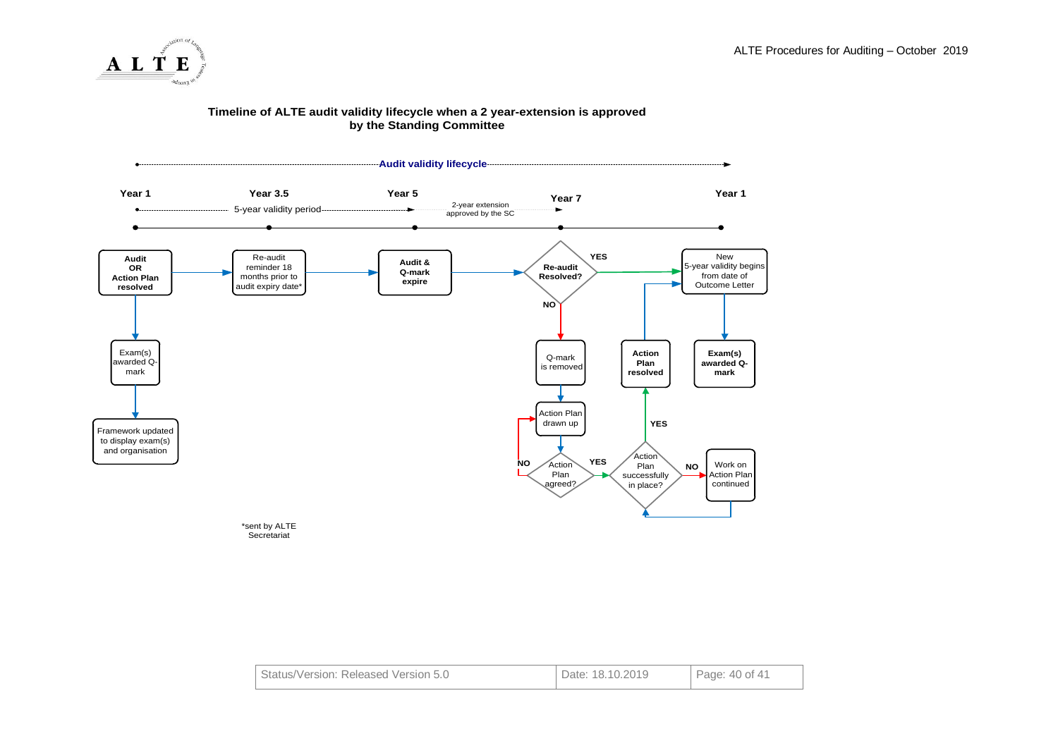**Timeline of ALTE audit validity lifecycle when a 2 year-extension is approved by the Standing Committee**

Audit validity lifecycle

Year 1

Year 3.5

Year 5

Year 7

Year 1

5-year validity period

2-year extension approved by the SC

**Audit OR Action Plan resolved**

Re-audit reminder 18 months prior to audit expiry date*

**Audit & Q-mark expire**

**Re-audit Resolved?**

YES

NO

New 5-year validity begins from date of Outcome Letter

Exam(s) awarded Q-mark

Framework updated to display exam(s) and organisation

Q-mark is removed

Action Plan drawn up

Action Plan agreed?

NO

YES

Action Plan successfully in place?

YES

NO

**Action Plan resolved**

Work on Action Plan continued

**Exam(s) awarded Q-mark**

*sent by ALTE Secretariat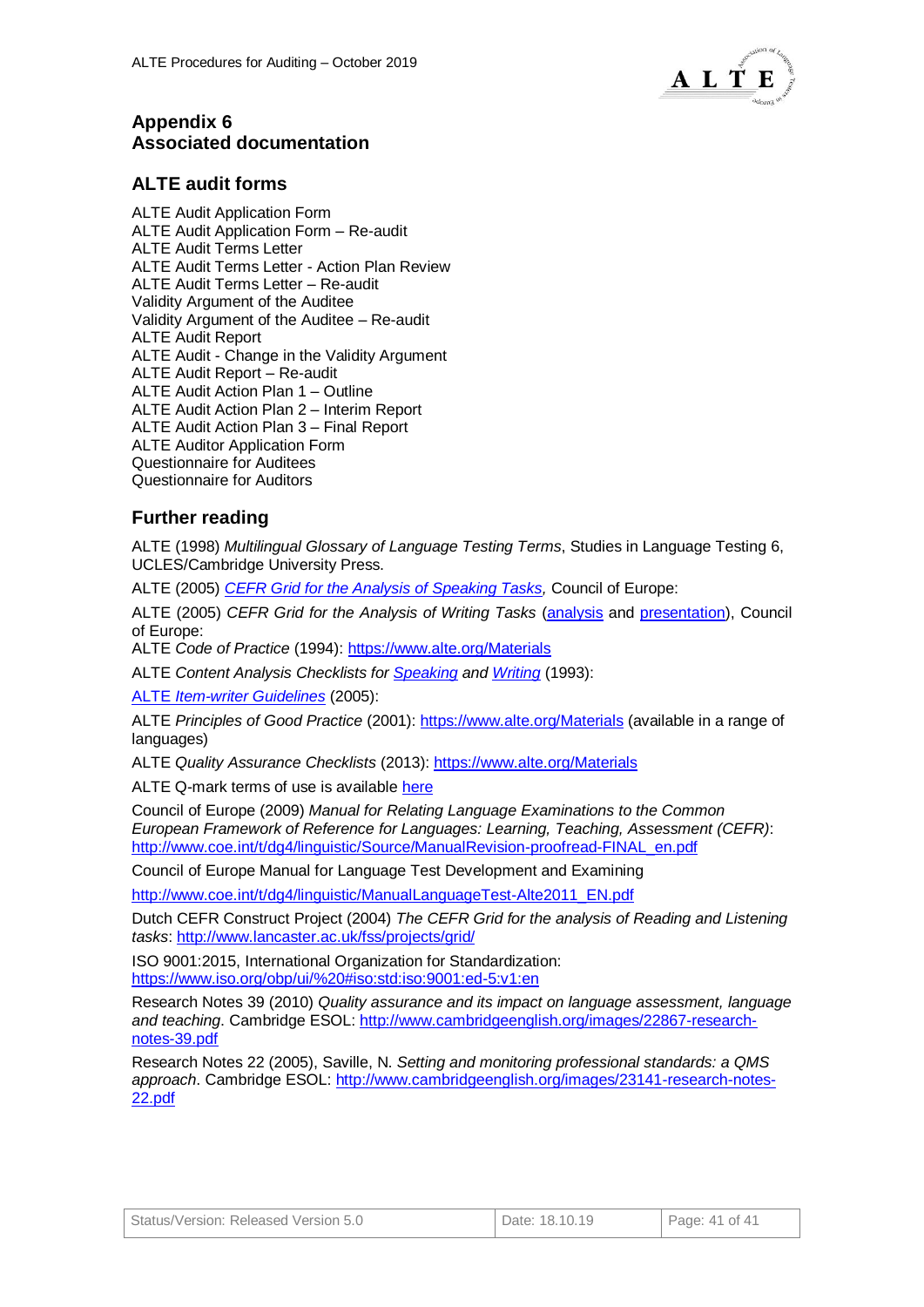## Appendix 6
## Associated documentation

### ALTE audit forms

ALTE Audit Application Form
ALTE Audit Application Form – Re-audit
ALTE Audit Terms Letter
ALTE Audit Terms Letter - Action Plan Review
ALTE Audit Terms Letter – Re-audit
Validity Argument of the Auditee
Validity Argument of the Auditee – Re-audit
ALTE Audit Report
ALTE Audit - Change in the Validity Argument
ALTE Audit Report – Re-audit
ALTE Audit Action Plan 1 – Outline
ALTE Audit Action Plan 2 – Interim Report
ALTE Audit Action Plan 3 – Final Report
ALTE Auditor Application Form
Questionnaire for Auditees
Questionnaire for Auditors

### Further reading

ALTE (1998) *Multilingual Glossary of Language Testing Terms*, Studies in Language Testing 6, UCLES/Cambridge University Press.

ALTE (2005) *CEFR Grid for the Analysis of Speaking Tasks,* Council of Europe:

ALTE (2005) *CEFR Grid for the Analysis of Writing Tasks* (analysis and presentation), Council of Europe:

ALTE *Code of Practice* (1994): https://www.alte.org/Materials

ALTE *Content Analysis Checklists for Speaking and Writing* (1993):

ALTE *Item-writer Guidelines* (2005):

ALTE *Principles of Good Practice* (2001): https://www.alte.org/Materials (available in a range of languages)

ALTE *Quality Assurance Checklists* (2013): https://www.alte.org/Materials

ALTE Q-mark terms of use is available here

Council of Europe (2009) *Manual for Relating Language Examinations to the Common European Framework of Reference for Languages: Learning, Teaching, Assessment (CEFR)*: http://www.coe.int/t/dg4/linguistic/Source/ManualRevision-proofread-FINAL_en.pdf

Council of Europe Manual for Language Test Development and Examining

http://www.coe.int/t/dg4/linguistic/ManualLanguageTest-Alte2011_EN.pdf

Dutch CEFR Construct Project (2004) *The CEFR Grid for the analysis of Reading and Listening tasks*: http://www.lancaster.ac.uk/fss/projects/grid/

ISO 9001:2015, International Organization for Standardization: https://www.iso.org/obp/ui/%20#iso:std:iso:9001:ed-5:v1:en

Research Notes 39 (2010) *Quality assurance and its impact on language assessment, language and teaching*. Cambridge ESOL: http://www.cambridgeenglish.org/images/22867-research-notes-39.pdf

Research Notes 22 (2005), Saville, N. *Setting and monitoring professional standards: a QMS approach*. Cambridge ESOL: http://www.cambridgeenglish.org/images/23141-research-notes-22.pdf